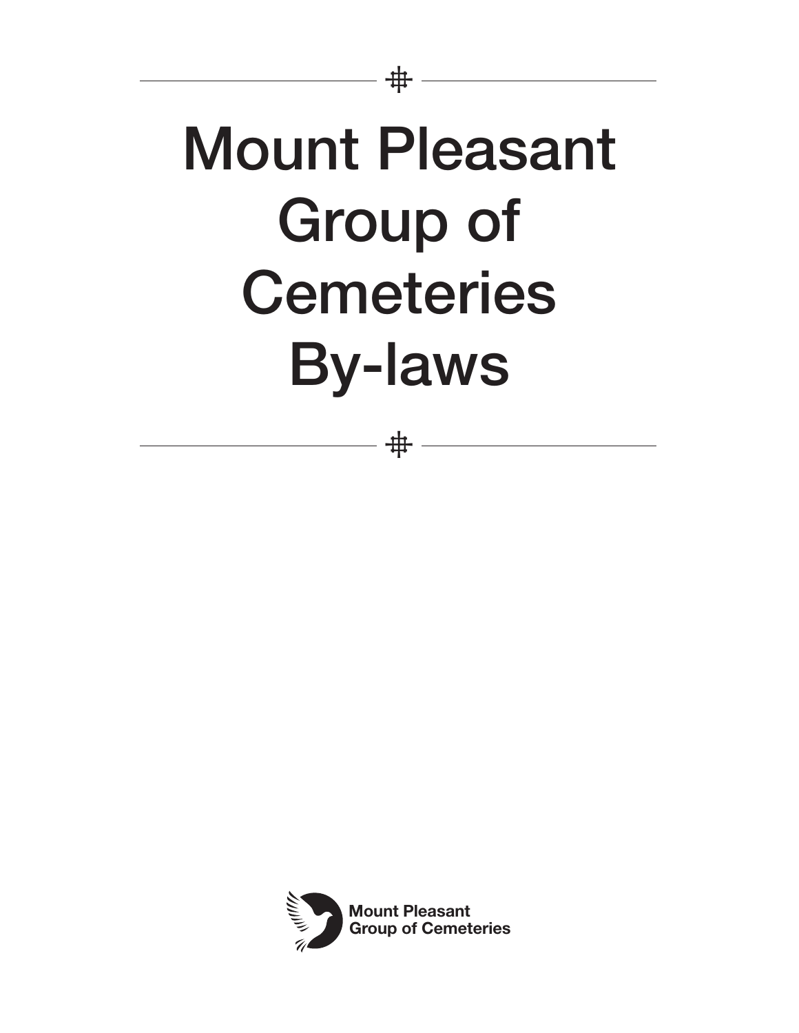# Mount Pleasant Group of Cemeteries By-laws

Mount Pleasant Group of Cemeteries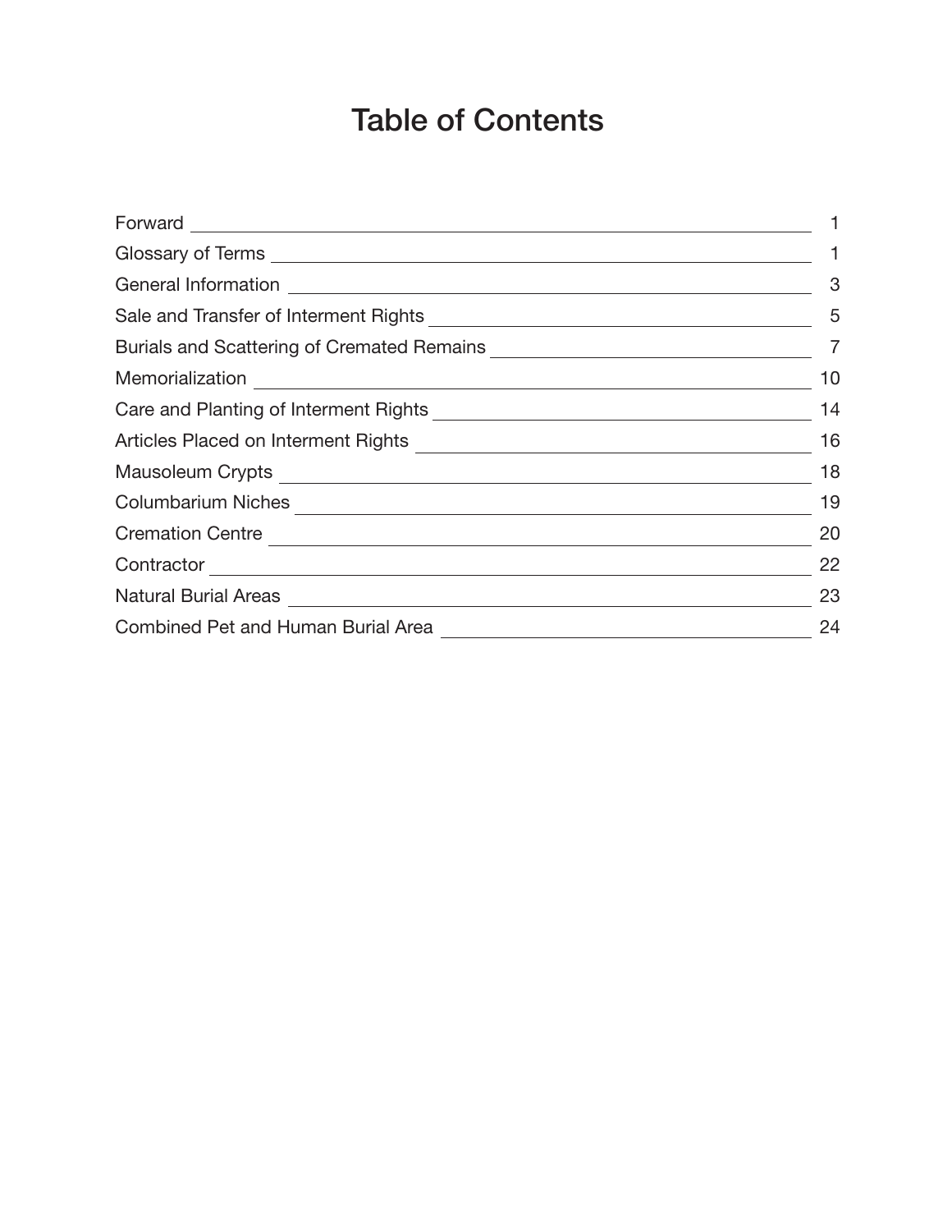# Table of Contents

| Section | Page |
|---|---|
| Forward | 1 |
| Glossary of Terms | 1 |
| General Information | 3 |
| Sale and Transfer of Interment Rights | 5 |
| Burials and Scattering of Cremated Remains | 7 |
| Memorialization | 10 |
| Care and Planting of Interment Rights | 14 |
| Articles Placed on Interment Rights | 16 |
| Mausoleum Crypts | 18 |
| Columbarium Niches | 19 |
| Cremation Centre | 20 |
| Contractor | 22 |
| Natural Burial Areas | 23 |
| Combined Pet and Human Burial Area | 24 |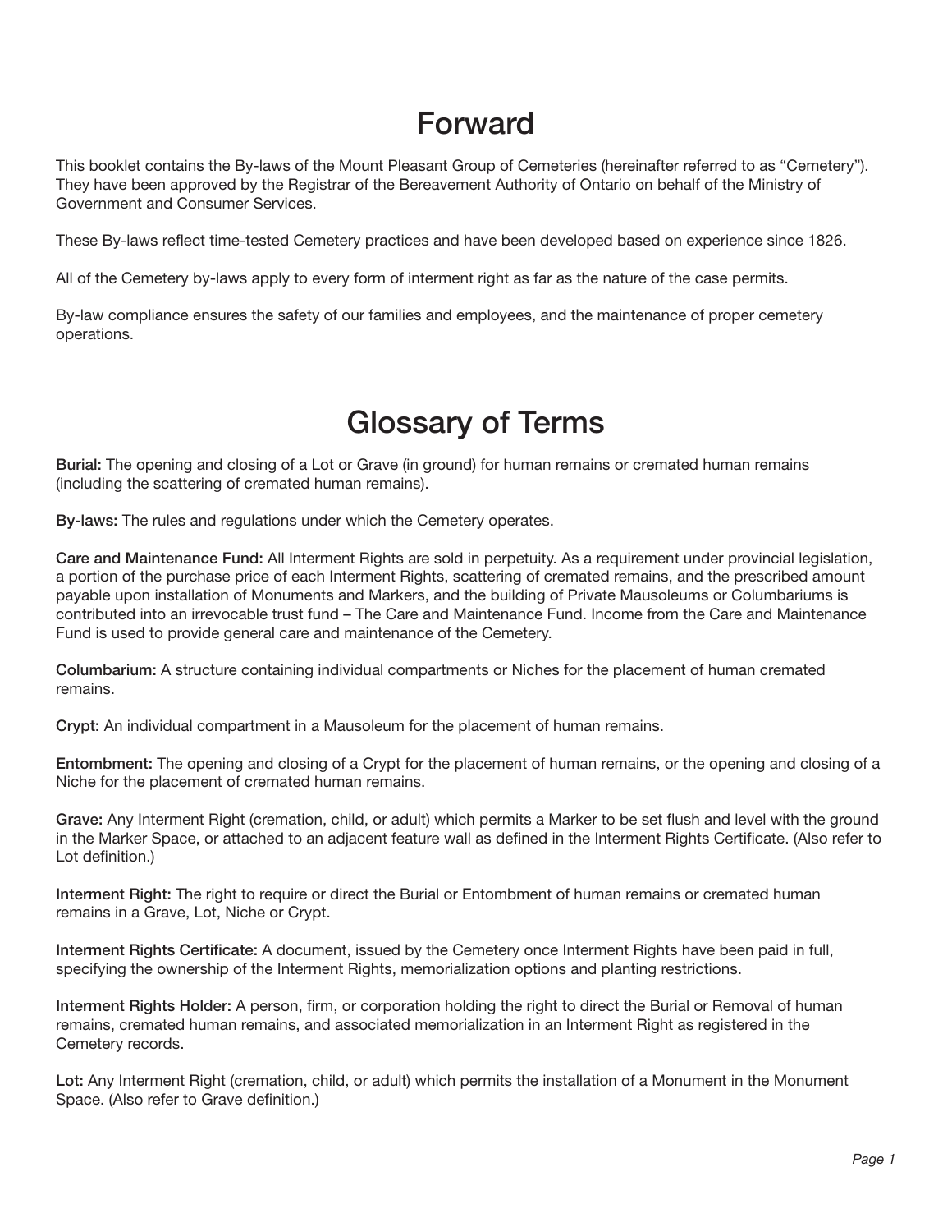# Forward

This booklet contains the By-laws of the Mount Pleasant Group of Cemeteries (hereinafter referred to as "Cemetery"). They have been approved by the Registrar of the Bereavement Authority of Ontario on behalf of the Ministry of Government and Consumer Services.

These By-laws reflect time-tested Cemetery practices and have been developed based on experience since 1826.

All of the Cemetery by-laws apply to every form of interment right as far as the nature of the case permits.

By-law compliance ensures the safety of our families and employees, and the maintenance of proper cemetery operations.

# Glossary of Terms

**Burial:** The opening and closing of a Lot or Grave (in ground) for human remains or cremated human remains (including the scattering of cremated human remains).

**By-laws:** The rules and regulations under which the Cemetery operates.

**Care and Maintenance Fund:** All Interment Rights are sold in perpetuity. As a requirement under provincial legislation, a portion of the purchase price of each Interment Rights, scattering of cremated remains, and the prescribed amount payable upon installation of Monuments and Markers, and the building of Private Mausoleums or Columbariums is contributed into an irrevocable trust fund – The Care and Maintenance Fund. Income from the Care and Maintenance Fund is used to provide general care and maintenance of the Cemetery.

**Columbarium:** A structure containing individual compartments or Niches for the placement of human cremated remains.

**Crypt:** An individual compartment in a Mausoleum for the placement of human remains.

**Entombment:** The opening and closing of a Crypt for the placement of human remains, or the opening and closing of a Niche for the placement of cremated human remains.

**Grave:** Any Interment Right (cremation, child, or adult) which permits a Marker to be set flush and level with the ground in the Marker Space, or attached to an adjacent feature wall as defined in the Interment Rights Certificate. (Also refer to Lot definition.)

**Interment Right:** The right to require or direct the Burial or Entombment of human remains or cremated human remains in a Grave, Lot, Niche or Crypt.

**Interment Rights Certificate:** A document, issued by the Cemetery once Interment Rights have been paid in full, specifying the ownership of the Interment Rights, memorialization options and planting restrictions.

**Interment Rights Holder:** A person, firm, or corporation holding the right to direct the Burial or Removal of human remains, cremated human remains, and associated memorialization in an Interment Right as registered in the Cemetery records.

**Lot:** Any Interment Right (cremation, child, or adult) which permits the installation of a Monument in the Monument Space. (Also refer to Grave definition.)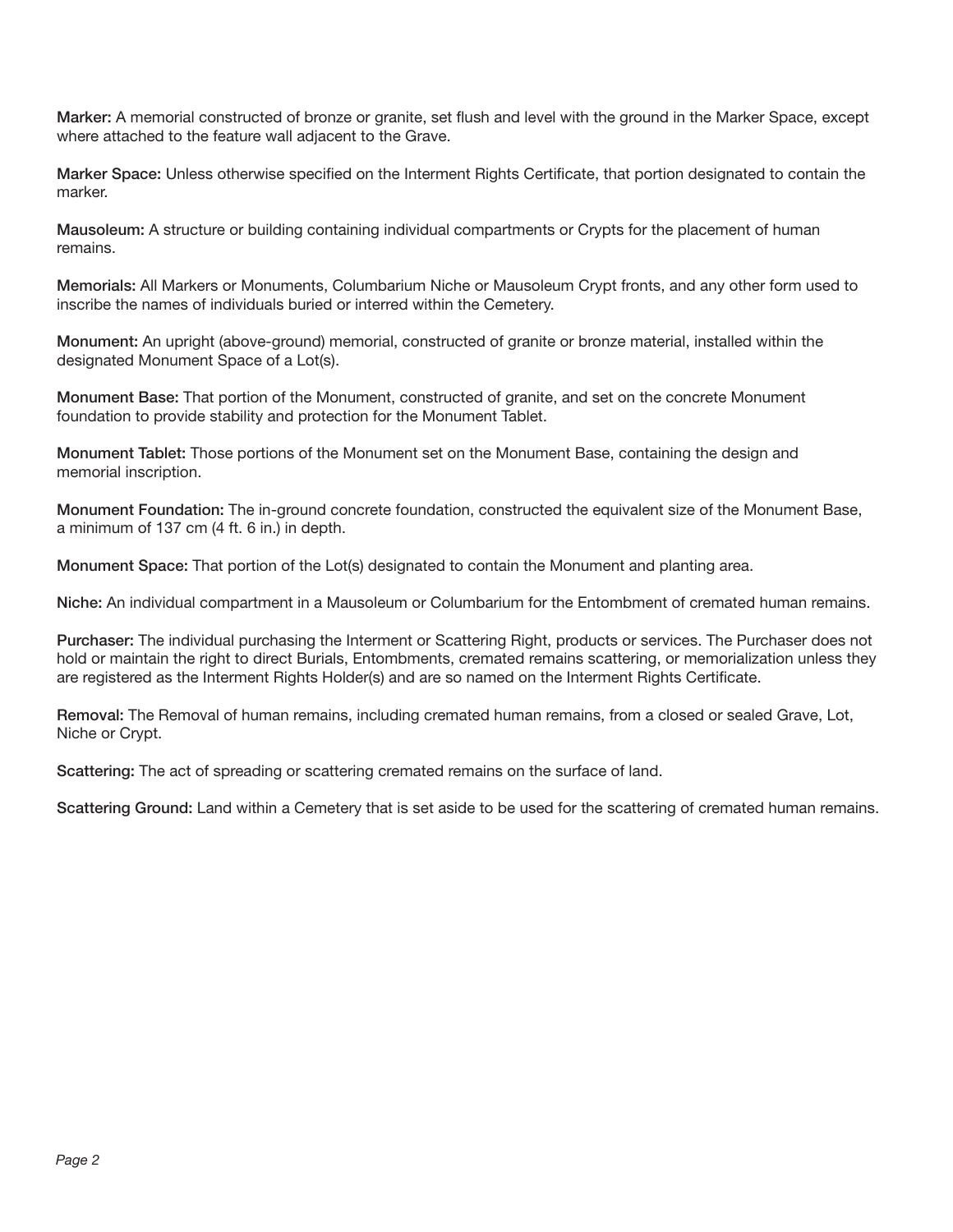**Marker:** A memorial constructed of bronze or granite, set flush and level with the ground in the Marker Space, except where attached to the feature wall adjacent to the Grave.

**Marker Space:** Unless otherwise specified on the Interment Rights Certificate, that portion designated to contain the marker.

**Mausoleum:** A structure or building containing individual compartments or Crypts for the placement of human remains.

**Memorials:** All Markers or Monuments, Columbarium Niche or Mausoleum Crypt fronts, and any other form used to inscribe the names of individuals buried or interred within the Cemetery.

**Monument:** An upright (above-ground) memorial, constructed of granite or bronze material, installed within the designated Monument Space of a Lot(s).

**Monument Base:** That portion of the Monument, constructed of granite, and set on the concrete Monument foundation to provide stability and protection for the Monument Tablet.

**Monument Tablet:** Those portions of the Monument set on the Monument Base, containing the design and memorial inscription.

**Monument Foundation:** The in-ground concrete foundation, constructed the equivalent size of the Monument Base, a minimum of 137 cm (4 ft. 6 in.) in depth.

**Monument Space:** That portion of the Lot(s) designated to contain the Monument and planting area.

**Niche:** An individual compartment in a Mausoleum or Columbarium for the Entombment of cremated human remains.

**Purchaser:** The individual purchasing the Interment or Scattering Right, products or services. The Purchaser does not hold or maintain the right to direct Burials, Entombments, cremated remains scattering, or memorialization unless they are registered as the Interment Rights Holder(s) and are so named on the Interment Rights Certificate.

**Removal:** The Removal of human remains, including cremated human remains, from a closed or sealed Grave, Lot, Niche or Crypt.

**Scattering:** The act of spreading or scattering cremated remains on the surface of land.

**Scattering Ground:** Land within a Cemetery that is set aside to be used for the scattering of cremated human remains.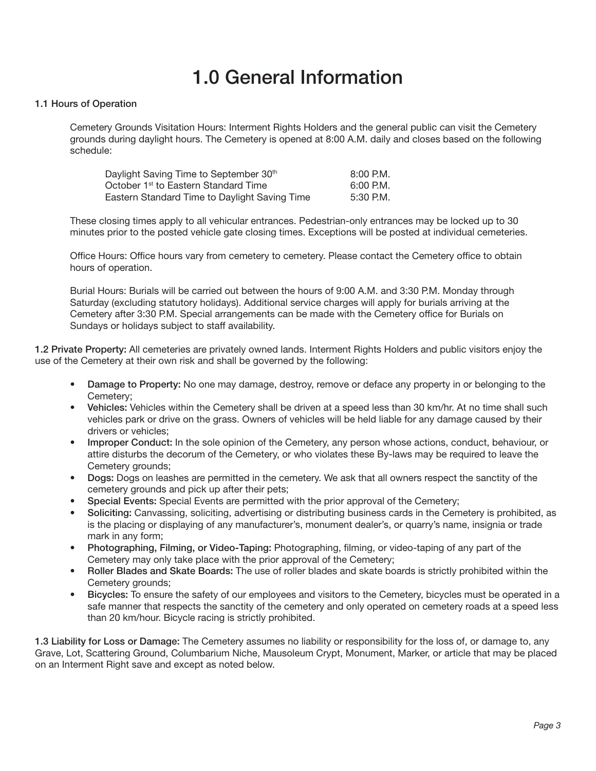# 1.0 General Information

**1.1 Hours of Operation**

Cemetery Grounds Visitation Hours: Interment Rights Holders and the general public can visit the Cemetery grounds during daylight hours. The Cemetery is opened at 8:00 A.M. daily and closes based on the following schedule:

| | |
|---|---|
| Daylight Saving Time to September 30th | 8:00 P.M. |
| October 1st to Eastern Standard Time | 6:00 P.M. |
| Eastern Standard Time to Daylight Saving Time | 5:30 P.M. |

These closing times apply to all vehicular entrances. Pedestrian-only entrances may be locked up to 30 minutes prior to the posted vehicle gate closing times. Exceptions will be posted at individual cemeteries.

Office Hours: Office hours vary from cemetery to cemetery. Please contact the Cemetery office to obtain hours of operation.

Burial Hours: Burials will be carried out between the hours of 9:00 A.M. and 3:30 P.M. Monday through Saturday (excluding statutory holidays). Additional service charges will apply for burials arriving at the Cemetery after 3:30 P.M. Special arrangements can be made with the Cemetery office for Burials on Sundays or holidays subject to staff availability.

**1.2 Private Property:** All cemeteries are privately owned lands. Interment Rights Holders and public visitors enjoy the use of the Cemetery at their own risk and shall be governed by the following:

- **Damage to Property:** No one may damage, destroy, remove or deface any property in or belonging to the Cemetery;
- **Vehicles:** Vehicles within the Cemetery shall be driven at a speed less than 30 km/hr. At no time shall such vehicles park or drive on the grass. Owners of vehicles will be held liable for any damage caused by their drivers or vehicles;
- **Improper Conduct:** In the sole opinion of the Cemetery, any person whose actions, conduct, behaviour, or attire disturbs the decorum of the Cemetery, or who violates these By-laws may be required to leave the Cemetery grounds;
- **Dogs:** Dogs on leashes are permitted in the cemetery. We ask that all owners respect the sanctity of the cemetery grounds and pick up after their pets;
- **Special Events:** Special Events are permitted with the prior approval of the Cemetery;
- **Soliciting:** Canvassing, soliciting, advertising or distributing business cards in the Cemetery is prohibited, as is the placing or displaying of any manufacturer's, monument dealer's, or quarry's name, insignia or trade mark in any form;
- **Photographing, Filming, or Video-Taping:** Photographing, filming, or video-taping of any part of the Cemetery may only take place with the prior approval of the Cemetery;
- **Roller Blades and Skate Boards:** The use of roller blades and skate boards is strictly prohibited within the Cemetery grounds;
- **Bicycles:** To ensure the safety of our employees and visitors to the Cemetery, bicycles must be operated in a safe manner that respects the sanctity of the cemetery and only operated on cemetery roads at a speed less than 20 km/hour. Bicycle racing is strictly prohibited.

**1.3 Liability for Loss or Damage:** The Cemetery assumes no liability or responsibility for the loss of, or damage to, any Grave, Lot, Scattering Ground, Columbarium Niche, Mausoleum Crypt, Monument, Marker, or article that may be placed on an Interment Right save and except as noted below.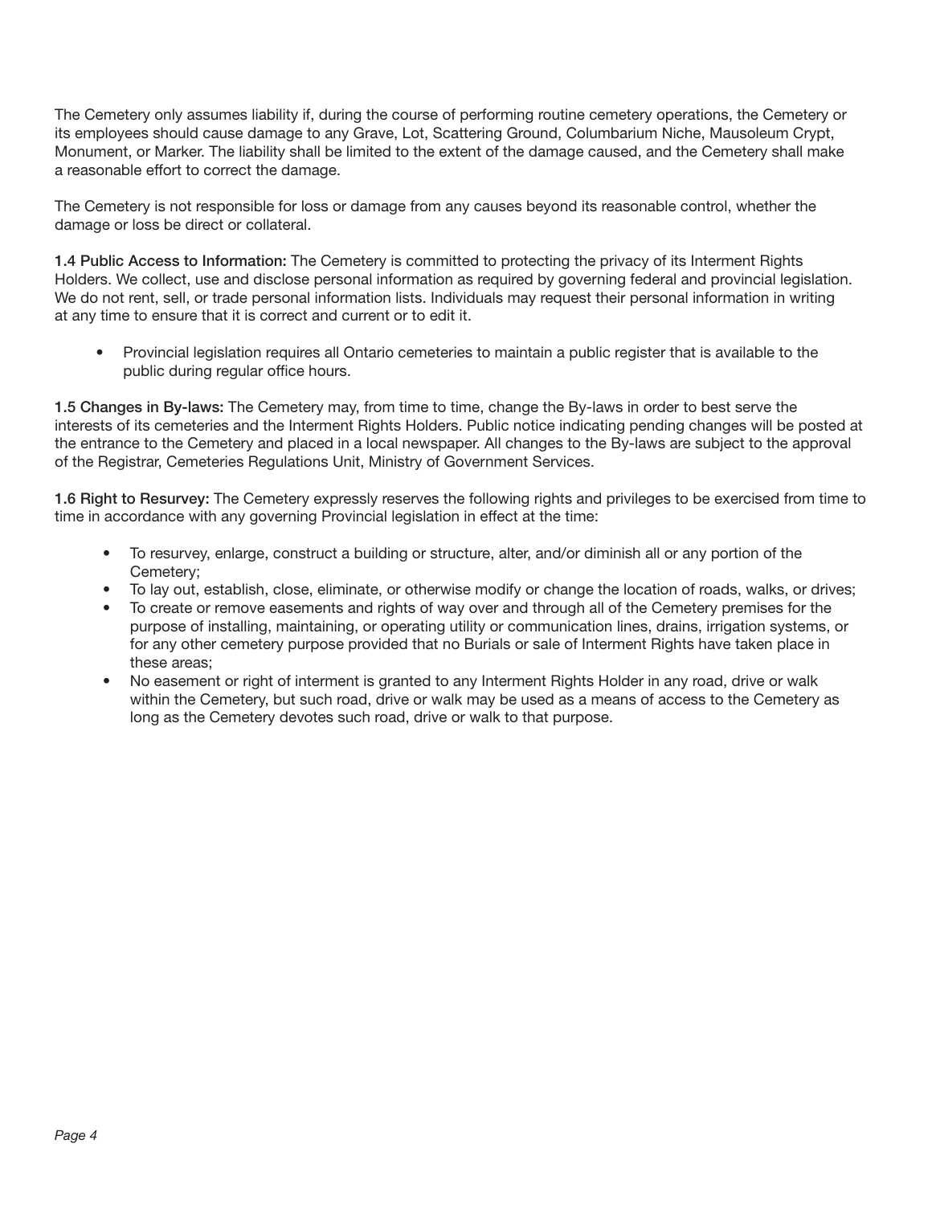The Cemetery only assumes liability if, during the course of performing routine cemetery operations, the Cemetery or its employees should cause damage to any Grave, Lot, Scattering Ground, Columbarium Niche, Mausoleum Crypt, Monument, or Marker. The liability shall be limited to the extent of the damage caused, and the Cemetery shall make a reasonable effort to correct the damage.

The Cemetery is not responsible for loss or damage from any causes beyond its reasonable control, whether the damage or loss be direct or collateral.

**1.4 Public Access to Information:** The Cemetery is committed to protecting the privacy of its Interment Rights Holders. We collect, use and disclose personal information as required by governing federal and provincial legislation. We do not rent, sell, or trade personal information lists. Individuals may request their personal information in writing at any time to ensure that it is correct and current or to edit it.

- Provincial legislation requires all Ontario cemeteries to maintain a public register that is available to the public during regular office hours.

**1.5 Changes in By-laws:** The Cemetery may, from time to time, change the By-laws in order to best serve the interests of its cemeteries and the Interment Rights Holders. Public notice indicating pending changes will be posted at the entrance to the Cemetery and placed in a local newspaper. All changes to the By-laws are subject to the approval of the Registrar, Cemeteries Regulations Unit, Ministry of Government Services.

**1.6 Right to Resurvey:** The Cemetery expressly reserves the following rights and privileges to be exercised from time to time in accordance with any governing Provincial legislation in effect at the time:

- To resurvey, enlarge, construct a building or structure, alter, and/or diminish all or any portion of the Cemetery;
- To lay out, establish, close, eliminate, or otherwise modify or change the location of roads, walks, or drives;
- To create or remove easements and rights of way over and through all of the Cemetery premises for the purpose of installing, maintaining, or operating utility or communication lines, drains, irrigation systems, or for any other cemetery purpose provided that no Burials or sale of Interment Rights have taken place in these areas;
- No easement or right of interment is granted to any Interment Rights Holder in any road, drive or walk within the Cemetery, but such road, drive or walk may be used as a means of access to the Cemetery as long as the Cemetery devotes such road, drive or walk to that purpose.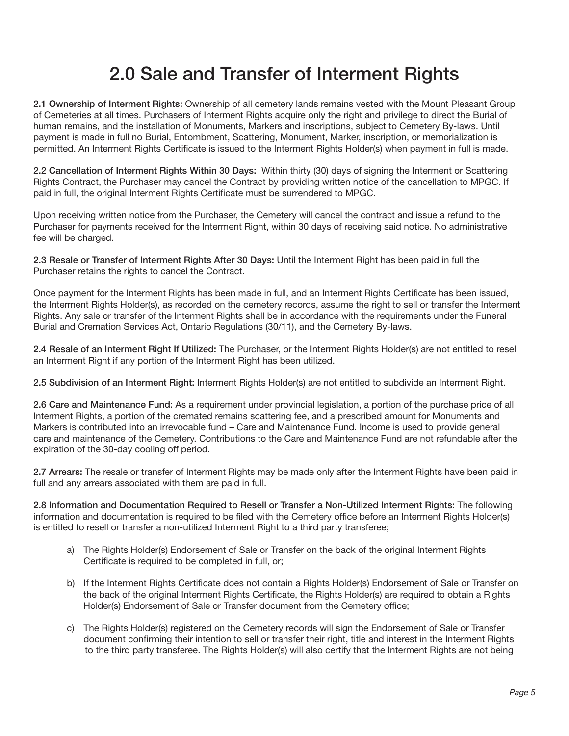# 2.0 Sale and Transfer of Interment Rights

**2.1 Ownership of Interment Rights:** Ownership of all cemetery lands remains vested with the Mount Pleasant Group of Cemeteries at all times. Purchasers of Interment Rights acquire only the right and privilege to direct the Burial of human remains, and the installation of Monuments, Markers and inscriptions, subject to Cemetery By-laws. Until payment is made in full no Burial, Entombment, Scattering, Monument, Marker, inscription, or memorialization is permitted. An Interment Rights Certificate is issued to the Interment Rights Holder(s) when payment in full is made.

**2.2 Cancellation of Interment Rights Within 30 Days:** Within thirty (30) days of signing the Interment or Scattering Rights Contract, the Purchaser may cancel the Contract by providing written notice of the cancellation to MPGC. If paid in full, the original Interment Rights Certificate must be surrendered to MPGC.

Upon receiving written notice from the Purchaser, the Cemetery will cancel the contract and issue a refund to the Purchaser for payments received for the Interment Right, within 30 days of receiving said notice. No administrative fee will be charged.

**2.3 Resale or Transfer of Interment Rights After 30 Days:** Until the Interment Right has been paid in full the Purchaser retains the rights to cancel the Contract.

Once payment for the Interment Rights has been made in full, and an Interment Rights Certificate has been issued, the Interment Rights Holder(s), as recorded on the cemetery records, assume the right to sell or transfer the Interment Rights. Any sale or transfer of the Interment Rights shall be in accordance with the requirements under the Funeral Burial and Cremation Services Act, Ontario Regulations (30/11), and the Cemetery By-laws.

**2.4 Resale of an Interment Right If Utilized:** The Purchaser, or the Interment Rights Holder(s) are not entitled to resell an Interment Right if any portion of the Interment Right has been utilized.

**2.5 Subdivision of an Interment Right:** Interment Rights Holder(s) are not entitled to subdivide an Interment Right.

**2.6 Care and Maintenance Fund:** As a requirement under provincial legislation, a portion of the purchase price of all Interment Rights, a portion of the cremated remains scattering fee, and a prescribed amount for Monuments and Markers is contributed into an irrevocable fund – Care and Maintenance Fund. Income is used to provide general care and maintenance of the Cemetery. Contributions to the Care and Maintenance Fund are not refundable after the expiration of the 30-day cooling off period.

**2.7 Arrears:** The resale or transfer of Interment Rights may be made only after the Interment Rights have been paid in full and any arrears associated with them are paid in full.

**2.8 Information and Documentation Required to Resell or Transfer a Non-Utilized Interment Rights:** The following information and documentation is required to be filed with the Cemetery office before an Interment Rights Holder(s) is entitled to resell or transfer a non-utilized Interment Right to a third party transferee;

a) The Rights Holder(s) Endorsement of Sale or Transfer on the back of the original Interment Rights Certificate is required to be completed in full, or;

b) If the Interment Rights Certificate does not contain a Rights Holder(s) Endorsement of Sale or Transfer on the back of the original Interment Rights Certificate, the Rights Holder(s) are required to obtain a Rights Holder(s) Endorsement of Sale or Transfer document from the Cemetery office;

c) The Rights Holder(s) registered on the Cemetery records will sign the Endorsement of Sale or Transfer document confirming their intention to sell or transfer their right, title and interest in the Interment Rights to the third party transferee. The Rights Holder(s) will also certify that the Interment Rights are not being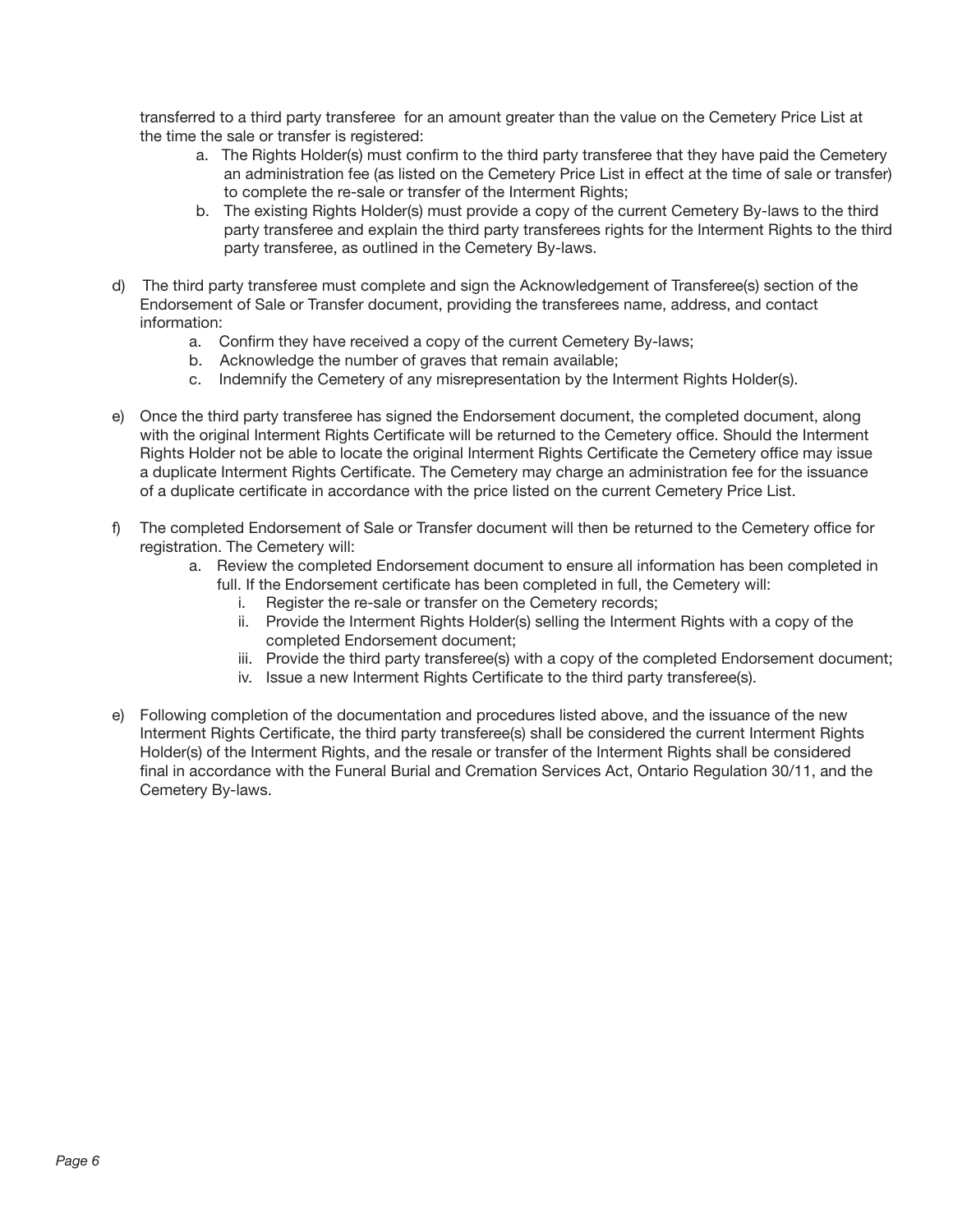transferred to a third party transferee for an amount greater than the value on the Cemetery Price List at the time the sale or transfer is registered:

a. The Rights Holder(s) must confirm to the third party transferee that they have paid the Cemetery an administration fee (as listed on the Cemetery Price List in effect at the time of sale or transfer) to complete the re-sale or transfer of the Interment Rights;
b. The existing Rights Holder(s) must provide a copy of the current Cemetery By-laws to the third party transferee and explain the third party transferees rights for the Interment Rights to the third party transferee, as outlined in the Cemetery By-laws.

d) The third party transferee must complete and sign the Acknowledgement of Transferee(s) section of the Endorsement of Sale or Transfer document, providing the transferees name, address, and contact information:

a. Confirm they have received a copy of the current Cemetery By-laws;
b. Acknowledge the number of graves that remain available;
c. Indemnify the Cemetery of any misrepresentation by the Interment Rights Holder(s).

e) Once the third party transferee has signed the Endorsement document, the completed document, along with the original Interment Rights Certificate will be returned to the Cemetery office. Should the Interment Rights Holder not be able to locate the original Interment Rights Certificate the Cemetery office may issue a duplicate Interment Rights Certificate. The Cemetery may charge an administration fee for the issuance of a duplicate certificate in accordance with the price listed on the current Cemetery Price List.

f) The completed Endorsement of Sale or Transfer document will then be returned to the Cemetery office for registration. The Cemetery will:

a. Review the completed Endorsement document to ensure all information has been completed in full. If the Endorsement certificate has been completed in full, the Cemetery will:
   i. Register the re-sale or transfer on the Cemetery records;
   ii. Provide the Interment Rights Holder(s) selling the Interment Rights with a copy of the completed Endorsement document;
   iii. Provide the third party transferee(s) with a copy of the completed Endorsement document;
   iv. Issue a new Interment Rights Certificate to the third party transferee(s).

e) Following completion of the documentation and procedures listed above, and the issuance of the new Interment Rights Certificate, the third party transferee(s) shall be considered the current Interment Rights Holder(s) of the Interment Rights, and the resale or transfer of the Interment Rights shall be considered final in accordance with the Funeral Burial and Cremation Services Act, Ontario Regulation 30/11, and the Cemetery By-laws.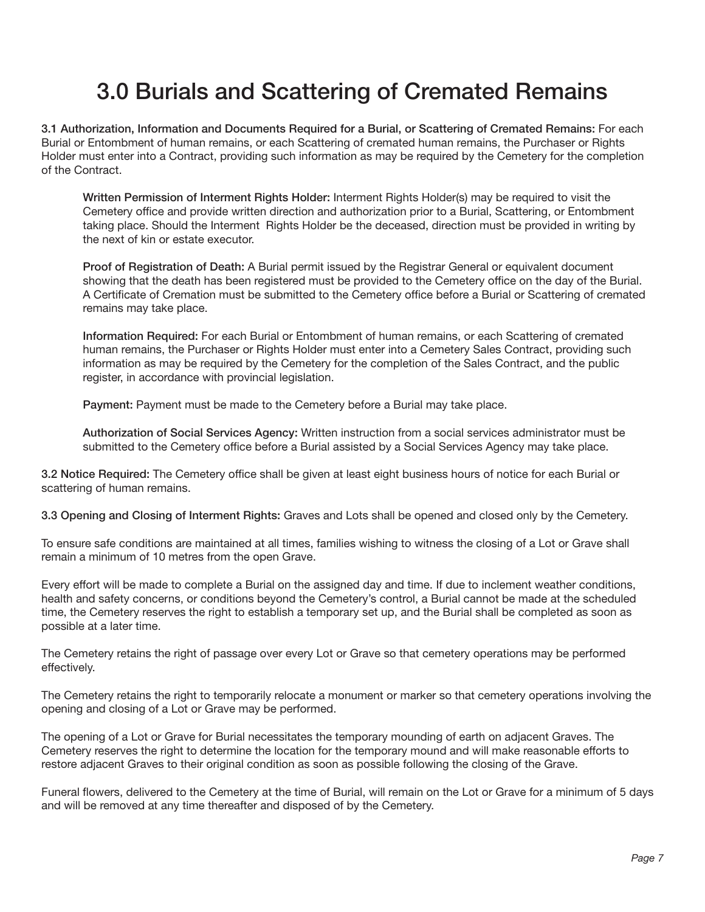# 3.0 Burials and Scattering of Cremated Remains

**3.1 Authorization, Information and Documents Required for a Burial, or Scattering of Cremated Remains:** For each Burial or Entombment of human remains, or each Scattering of cremated human remains, the Purchaser or Rights Holder must enter into a Contract, providing such information as may be required by the Cemetery for the completion of the Contract.

> **Written Permission of Interment Rights Holder:** Interment Rights Holder(s) may be required to visit the Cemetery office and provide written direction and authorization prior to a Burial, Scattering, or Entombment taking place. Should the Interment Rights Holder be the deceased, direction must be provided in writing by the next of kin or estate executor.
>
> **Proof of Registration of Death:** A Burial permit issued by the Registrar General or equivalent document showing that the death has been registered must be provided to the Cemetery office on the day of the Burial. A Certificate of Cremation must be submitted to the Cemetery office before a Burial or Scattering of cremated remains may take place.
>
> **Information Required:** For each Burial or Entombment of human remains, or each Scattering of cremated human remains, the Purchaser or Rights Holder must enter into a Cemetery Sales Contract, providing such information as may be required by the Cemetery for the completion of the Sales Contract, and the public register, in accordance with provincial legislation.
>
> **Payment:** Payment must be made to the Cemetery before a Burial may take place.
>
> **Authorization of Social Services Agency:** Written instruction from a social services administrator must be submitted to the Cemetery office before a Burial assisted by a Social Services Agency may take place.

**3.2 Notice Required:** The Cemetery office shall be given at least eight business hours of notice for each Burial or scattering of human remains.

**3.3 Opening and Closing of Interment Rights:** Graves and Lots shall be opened and closed only by the Cemetery.

To ensure safe conditions are maintained at all times, families wishing to witness the closing of a Lot or Grave shall remain a minimum of 10 metres from the open Grave.

Every effort will be made to complete a Burial on the assigned day and time. If due to inclement weather conditions, health and safety concerns, or conditions beyond the Cemetery's control, a Burial cannot be made at the scheduled time, the Cemetery reserves the right to establish a temporary set up, and the Burial shall be completed as soon as possible at a later time.

The Cemetery retains the right of passage over every Lot or Grave so that cemetery operations may be performed effectively.

The Cemetery retains the right to temporarily relocate a monument or marker so that cemetery operations involving the opening and closing of a Lot or Grave may be performed.

The opening of a Lot or Grave for Burial necessitates the temporary mounding of earth on adjacent Graves. The Cemetery reserves the right to determine the location for the temporary mound and will make reasonable efforts to restore adjacent Graves to their original condition as soon as possible following the closing of the Grave.

Funeral flowers, delivered to the Cemetery at the time of Burial, will remain on the Lot or Grave for a minimum of 5 days and will be removed at any time thereafter and disposed of by the Cemetery.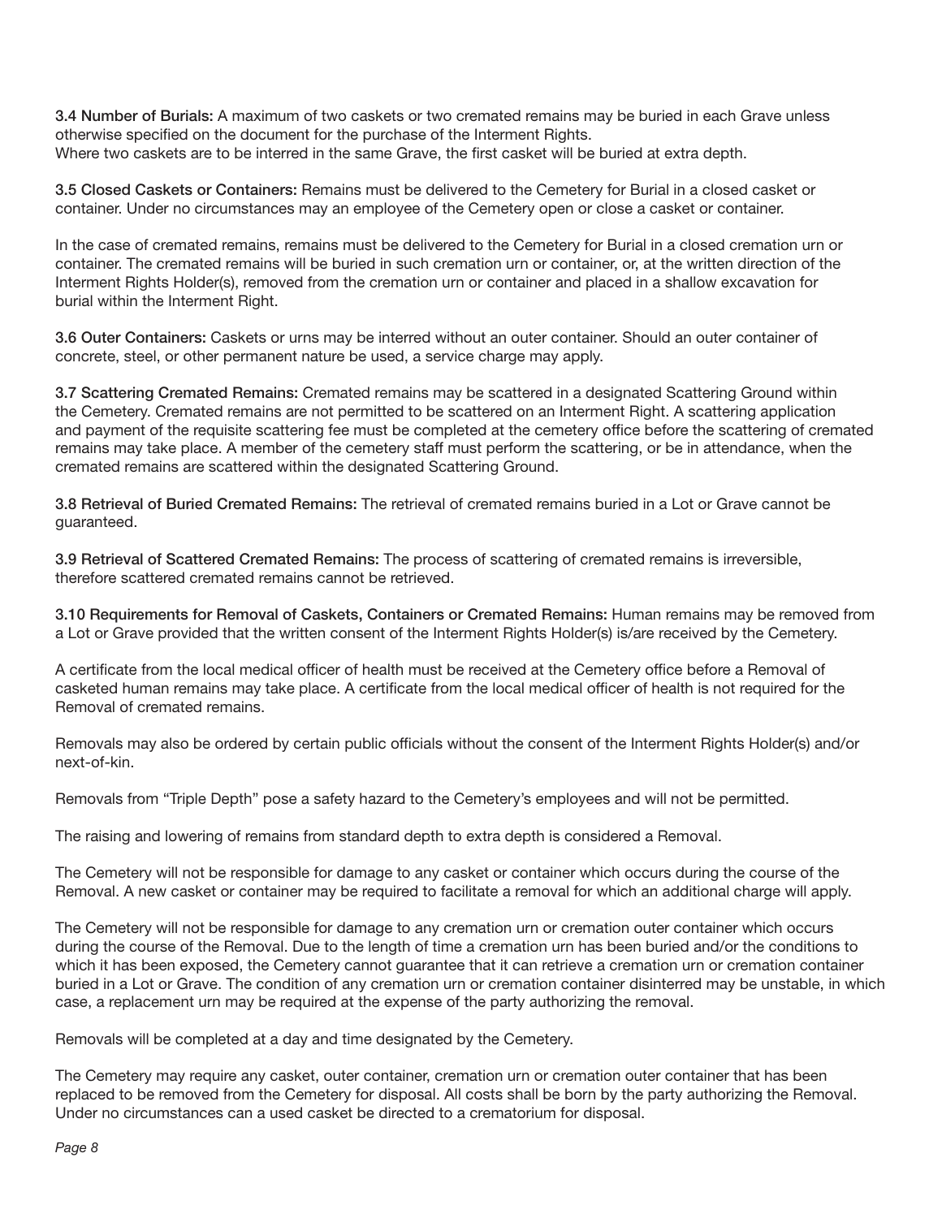**3.4 Number of Burials:** A maximum of two caskets or two cremated remains may be buried in each Grave unless otherwise specified on the document for the purchase of the Interment Rights.
Where two caskets are to be interred in the same Grave, the first casket will be buried at extra depth.

**3.5 Closed Caskets or Containers:** Remains must be delivered to the Cemetery for Burial in a closed casket or container. Under no circumstances may an employee of the Cemetery open or close a casket or container.

In the case of cremated remains, remains must be delivered to the Cemetery for Burial in a closed cremation urn or container. The cremated remains will be buried in such cremation urn or container, or, at the written direction of the Interment Rights Holder(s), removed from the cremation urn or container and placed in a shallow excavation for burial within the Interment Right.

**3.6 Outer Containers:** Caskets or urns may be interred without an outer container. Should an outer container of concrete, steel, or other permanent nature be used, a service charge may apply.

**3.7 Scattering Cremated Remains:** Cremated remains may be scattered in a designated Scattering Ground within the Cemetery. Cremated remains are not permitted to be scattered on an Interment Right. A scattering application and payment of the requisite scattering fee must be completed at the cemetery office before the scattering of cremated remains may take place. A member of the cemetery staff must perform the scattering, or be in attendance, when the cremated remains are scattered within the designated Scattering Ground.

**3.8 Retrieval of Buried Cremated Remains:** The retrieval of cremated remains buried in a Lot or Grave cannot be guaranteed.

**3.9 Retrieval of Scattered Cremated Remains:** The process of scattering of cremated remains is irreversible, therefore scattered cremated remains cannot be retrieved.

**3.10 Requirements for Removal of Caskets, Containers or Cremated Remains:** Human remains may be removed from a Lot or Grave provided that the written consent of the Interment Rights Holder(s) is/are received by the Cemetery.

A certificate from the local medical officer of health must be received at the Cemetery office before a Removal of casketed human remains may take place. A certificate from the local medical officer of health is not required for the Removal of cremated remains.

Removals may also be ordered by certain public officials without the consent of the Interment Rights Holder(s) and/or next-of-kin.

Removals from "Triple Depth" pose a safety hazard to the Cemetery's employees and will not be permitted.

The raising and lowering of remains from standard depth to extra depth is considered a Removal.

The Cemetery will not be responsible for damage to any casket or container which occurs during the course of the Removal. A new casket or container may be required to facilitate a removal for which an additional charge will apply.

The Cemetery will not be responsible for damage to any cremation urn or cremation outer container which occurs during the course of the Removal. Due to the length of time a cremation urn has been buried and/or the conditions to which it has been exposed, the Cemetery cannot guarantee that it can retrieve a cremation urn or cremation container buried in a Lot or Grave. The condition of any cremation urn or cremation container disinterred may be unstable, in which case, a replacement urn may be required at the expense of the party authorizing the removal.

Removals will be completed at a day and time designated by the Cemetery.

The Cemetery may require any casket, outer container, cremation urn or cremation outer container that has been replaced to be removed from the Cemetery for disposal. All costs shall be born by the party authorizing the Removal. Under no circumstances can a used casket be directed to a crematorium for disposal.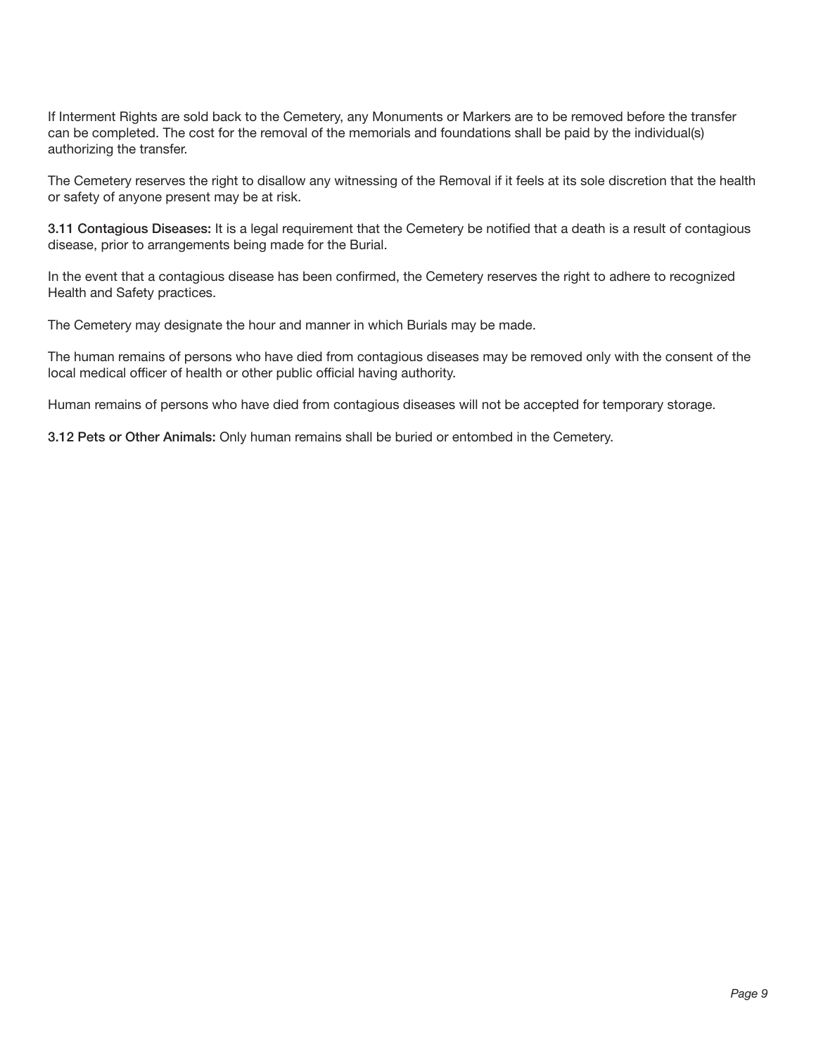If Interment Rights are sold back to the Cemetery, any Monuments or Markers are to be removed before the transfer can be completed. The cost for the removal of the memorials and foundations shall be paid by the individual(s) authorizing the transfer.

The Cemetery reserves the right to disallow any witnessing of the Removal if it feels at its sole discretion that the health or safety of anyone present may be at risk.

**3.11 Contagious Diseases:** It is a legal requirement that the Cemetery be notified that a death is a result of contagious disease, prior to arrangements being made for the Burial.

In the event that a contagious disease has been confirmed, the Cemetery reserves the right to adhere to recognized Health and Safety practices.

The Cemetery may designate the hour and manner in which Burials may be made.

The human remains of persons who have died from contagious diseases may be removed only with the consent of the local medical officer of health or other public official having authority.

Human remains of persons who have died from contagious diseases will not be accepted for temporary storage.

**3.12 Pets or Other Animals:** Only human remains shall be buried or entombed in the Cemetery.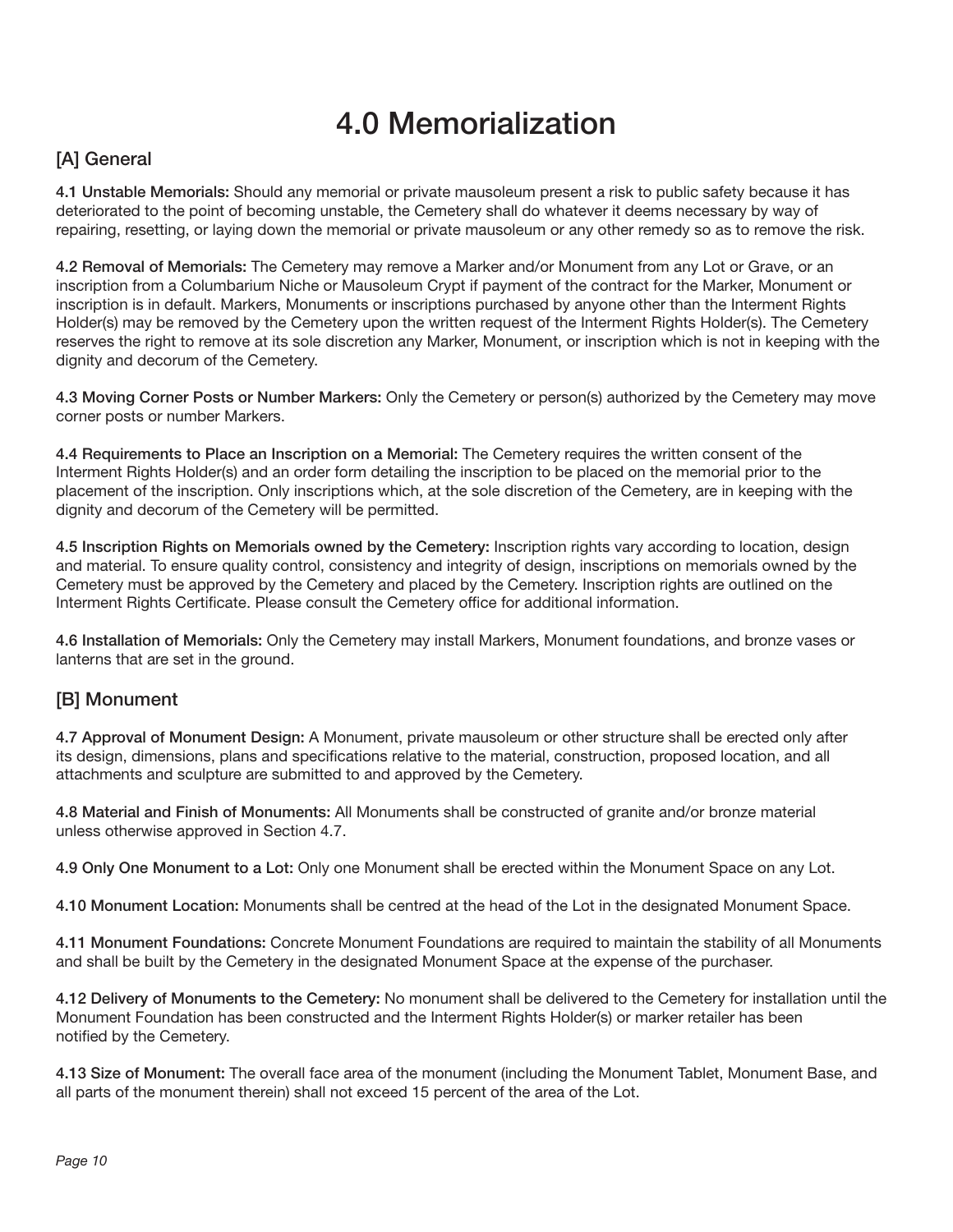# 4.0 Memorialization

## [A] General

**4.1 Unstable Memorials:** Should any memorial or private mausoleum present a risk to public safety because it has deteriorated to the point of becoming unstable, the Cemetery shall do whatever it deems necessary by way of repairing, resetting, or laying down the memorial or private mausoleum or any other remedy so as to remove the risk.

**4.2 Removal of Memorials:** The Cemetery may remove a Marker and/or Monument from any Lot or Grave, or an inscription from a Columbarium Niche or Mausoleum Crypt if payment of the contract for the Marker, Monument or inscription is in default. Markers, Monuments or inscriptions purchased by anyone other than the Interment Rights Holder(s) may be removed by the Cemetery upon the written request of the Interment Rights Holder(s). The Cemetery reserves the right to remove at its sole discretion any Marker, Monument, or inscription which is not in keeping with the dignity and decorum of the Cemetery.

**4.3 Moving Corner Posts or Number Markers:** Only the Cemetery or person(s) authorized by the Cemetery may move corner posts or number Markers.

**4.4 Requirements to Place an Inscription on a Memorial:** The Cemetery requires the written consent of the Interment Rights Holder(s) and an order form detailing the inscription to be placed on the memorial prior to the placement of the inscription. Only inscriptions which, at the sole discretion of the Cemetery, are in keeping with the dignity and decorum of the Cemetery will be permitted.

**4.5 Inscription Rights on Memorials owned by the Cemetery:** Inscription rights vary according to location, design and material. To ensure quality control, consistency and integrity of design, inscriptions on memorials owned by the Cemetery must be approved by the Cemetery and placed by the Cemetery. Inscription rights are outlined on the Interment Rights Certificate. Please consult the Cemetery office for additional information.

**4.6 Installation of Memorials:** Only the Cemetery may install Markers, Monument foundations, and bronze vases or lanterns that are set in the ground.

## [B] Monument

**4.7 Approval of Monument Design:** A Monument, private mausoleum or other structure shall be erected only after its design, dimensions, plans and specifications relative to the material, construction, proposed location, and all attachments and sculpture are submitted to and approved by the Cemetery.

**4.8 Material and Finish of Monuments:** All Monuments shall be constructed of granite and/or bronze material unless otherwise approved in Section 4.7.

**4.9 Only One Monument to a Lot:** Only one Monument shall be erected within the Monument Space on any Lot.

**4.10 Monument Location:** Monuments shall be centred at the head of the Lot in the designated Monument Space.

**4.11 Monument Foundations:** Concrete Monument Foundations are required to maintain the stability of all Monuments and shall be built by the Cemetery in the designated Monument Space at the expense of the purchaser.

**4.12 Delivery of Monuments to the Cemetery:** No monument shall be delivered to the Cemetery for installation until the Monument Foundation has been constructed and the Interment Rights Holder(s) or marker retailer has been notified by the Cemetery.

**4.13 Size of Monument:** The overall face area of the monument (including the Monument Tablet, Monument Base, and all parts of the monument therein) shall not exceed 15 percent of the area of the Lot.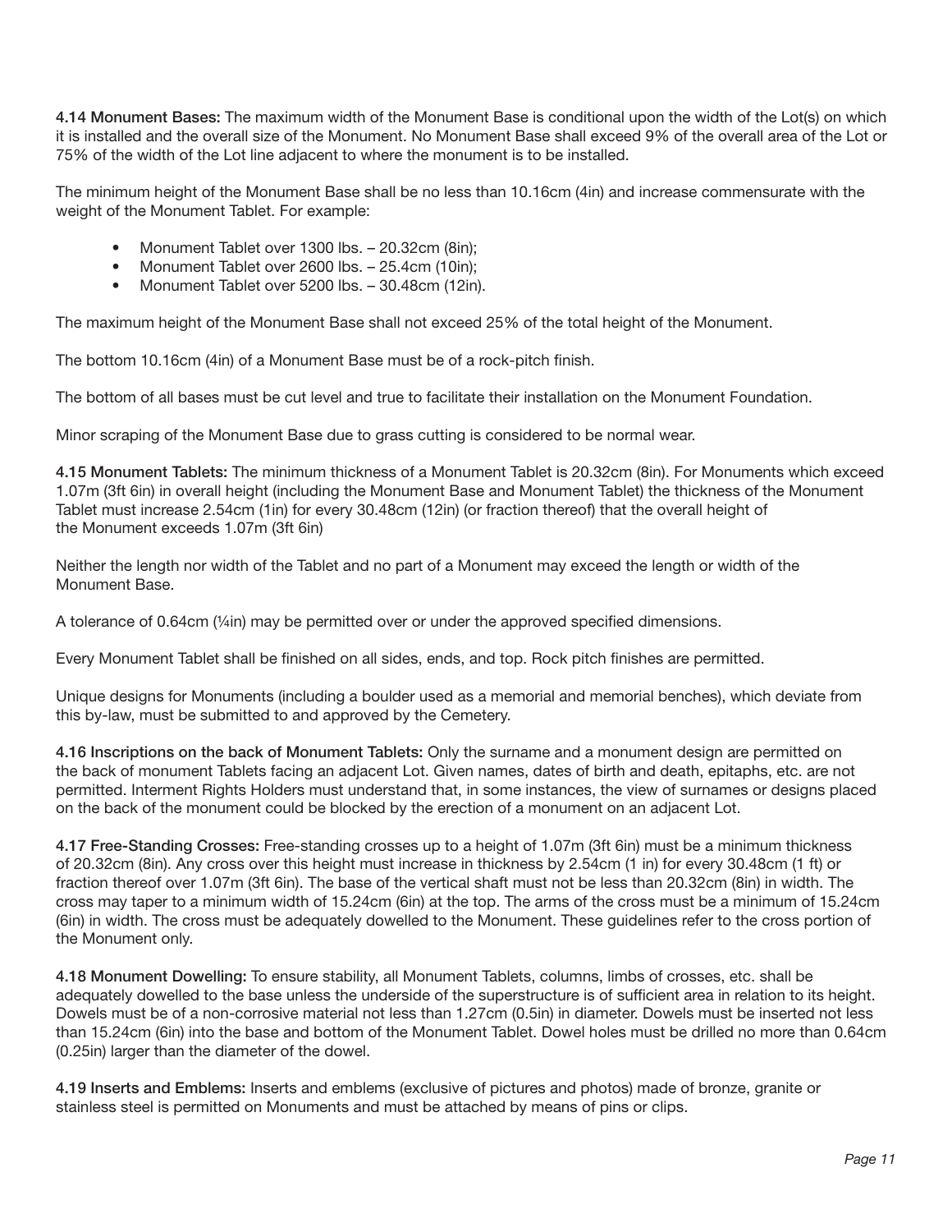**4.14 Monument Bases:** The maximum width of the Monument Base is conditional upon the width of the Lot(s) on which it is installed and the overall size of the Monument. No Monument Base shall exceed 9% of the overall area of the Lot or 75% of the width of the Lot line adjacent to where the monument is to be installed.

The minimum height of the Monument Base shall be no less than 10.16cm (4in) and increase commensurate with the weight of the Monument Tablet. For example:

- Monument Tablet over 1300 lbs. – 20.32cm (8in);
- Monument Tablet over 2600 lbs. – 25.4cm (10in);
- Monument Tablet over 5200 lbs. – 30.48cm (12in).

The maximum height of the Monument Base shall not exceed 25% of the total height of the Monument.

The bottom 10.16cm (4in) of a Monument Base must be of a rock-pitch finish.

The bottom of all bases must be cut level and true to facilitate their installation on the Monument Foundation.

Minor scraping of the Monument Base due to grass cutting is considered to be normal wear.

**4.15 Monument Tablets:** The minimum thickness of a Monument Tablet is 20.32cm (8in). For Monuments which exceed 1.07m (3ft 6in) in overall height (including the Monument Base and Monument Tablet) the thickness of the Monument Tablet must increase 2.54cm (1in) for every 30.48cm (12in) (or fraction thereof) that the overall height of the Monument exceeds 1.07m (3ft 6in)

Neither the length nor width of the Tablet and no part of a Monument may exceed the length or width of the Monument Base.

A tolerance of 0.64cm (¼in) may be permitted over or under the approved specified dimensions.

Every Monument Tablet shall be finished on all sides, ends, and top. Rock pitch finishes are permitted.

Unique designs for Monuments (including a boulder used as a memorial and memorial benches), which deviate from this by-law, must be submitted to and approved by the Cemetery.

**4.16 Inscriptions on the back of Monument Tablets:** Only the surname and a monument design are permitted on the back of monument Tablets facing an adjacent Lot. Given names, dates of birth and death, epitaphs, etc. are not permitted. Interment Rights Holders must understand that, in some instances, the view of surnames or designs placed on the back of the monument could be blocked by the erection of a monument on an adjacent Lot.

**4.17 Free-Standing Crosses:** Free-standing crosses up to a height of 1.07m (3ft 6in) must be a minimum thickness of 20.32cm (8in). Any cross over this height must increase in thickness by 2.54cm (1 in) for every 30.48cm (1 ft) or fraction thereof over 1.07m (3ft 6in). The base of the vertical shaft must not be less than 20.32cm (8in) in width. The cross may taper to a minimum width of 15.24cm (6in) at the top. The arms of the cross must be a minimum of 15.24cm (6in) in width. The cross must be adequately dowelled to the Monument. These guidelines refer to the cross portion of the Monument only.

**4.18 Monument Dowelling:** To ensure stability, all Monument Tablets, columns, limbs of crosses, etc. shall be adequately dowelled to the base unless the underside of the superstructure is of sufficient area in relation to its height. Dowels must be of a non-corrosive material not less than 1.27cm (0.5in) in diameter. Dowels must be inserted not less than 15.24cm (6in) into the base and bottom of the Monument Tablet. Dowel holes must be drilled no more than 0.64cm (0.25in) larger than the diameter of the dowel.

**4.19 Inserts and Emblems:** Inserts and emblems (exclusive of pictures and photos) made of bronze, granite or stainless steel is permitted on Monuments and must be attached by means of pins or clips.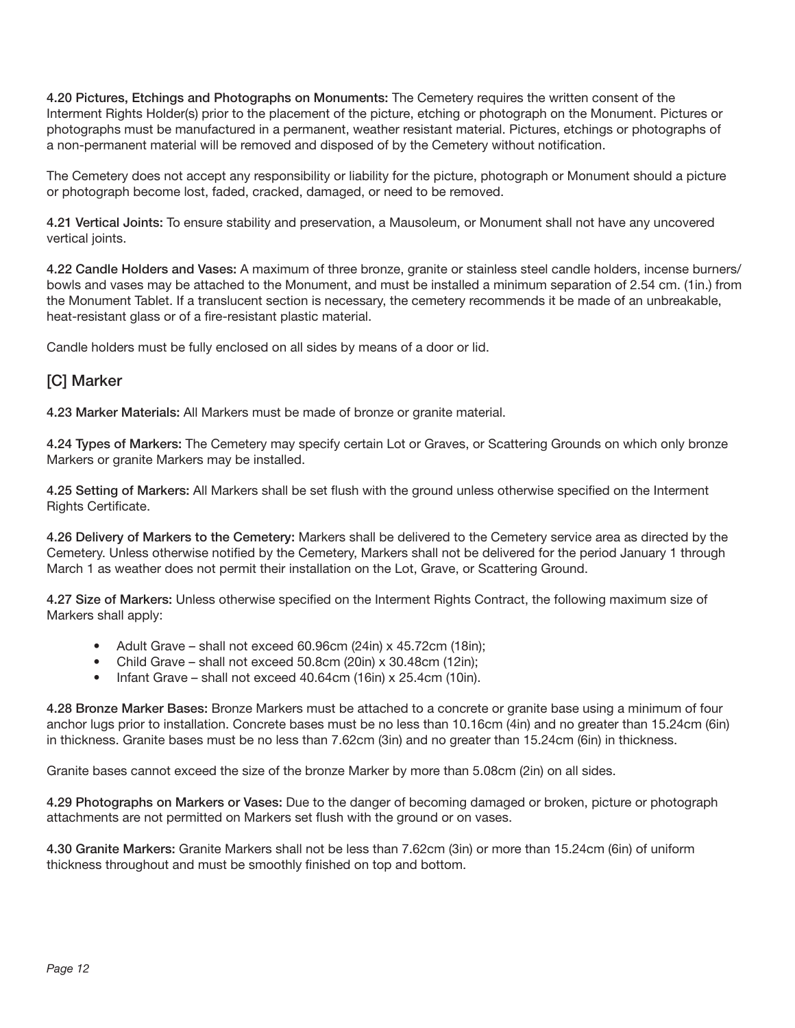**4.20 Pictures, Etchings and Photographs on Monuments:** The Cemetery requires the written consent of the Interment Rights Holder(s) prior to the placement of the picture, etching or photograph on the Monument. Pictures or photographs must be manufactured in a permanent, weather resistant material. Pictures, etchings or photographs of a non-permanent material will be removed and disposed of by the Cemetery without notification.

The Cemetery does not accept any responsibility or liability for the picture, photograph or Monument should a picture or photograph become lost, faded, cracked, damaged, or need to be removed.

**4.21 Vertical Joints:** To ensure stability and preservation, a Mausoleum, or Monument shall not have any uncovered vertical joints.

**4.22 Candle Holders and Vases:** A maximum of three bronze, granite or stainless steel candle holders, incense burners/bowls and vases may be attached to the Monument, and must be installed a minimum separation of 2.54 cm. (1in.) from the Monument Tablet. If a translucent section is necessary, the cemetery recommends it be made of an unbreakable, heat-resistant glass or of a fire-resistant plastic material.

Candle holders must be fully enclosed on all sides by means of a door or lid.

## [C] Marker

**4.23 Marker Materials:** All Markers must be made of bronze or granite material.

**4.24 Types of Markers:** The Cemetery may specify certain Lot or Graves, or Scattering Grounds on which only bronze Markers or granite Markers may be installed.

**4.25 Setting of Markers:** All Markers shall be set flush with the ground unless otherwise specified on the Interment Rights Certificate.

**4.26 Delivery of Markers to the Cemetery:** Markers shall be delivered to the Cemetery service area as directed by the Cemetery. Unless otherwise notified by the Cemetery, Markers shall not be delivered for the period January 1 through March 1 as weather does not permit their installation on the Lot, Grave, or Scattering Ground.

**4.27 Size of Markers:** Unless otherwise specified on the Interment Rights Contract, the following maximum size of Markers shall apply:

- Adult Grave – shall not exceed 60.96cm (24in) x 45.72cm (18in);
- Child Grave – shall not exceed 50.8cm (20in) x 30.48cm (12in);
- Infant Grave – shall not exceed 40.64cm (16in) x 25.4cm (10in).

**4.28 Bronze Marker Bases:** Bronze Markers must be attached to a concrete or granite base using a minimum of four anchor lugs prior to installation. Concrete bases must be no less than 10.16cm (4in) and no greater than 15.24cm (6in) in thickness. Granite bases must be no less than 7.62cm (3in) and no greater than 15.24cm (6in) in thickness.

Granite bases cannot exceed the size of the bronze Marker by more than 5.08cm (2in) on all sides.

**4.29 Photographs on Markers or Vases:** Due to the danger of becoming damaged or broken, picture or photograph attachments are not permitted on Markers set flush with the ground or on vases.

**4.30 Granite Markers:** Granite Markers shall not be less than 7.62cm (3in) or more than 15.24cm (6in) of uniform thickness throughout and must be smoothly finished on top and bottom.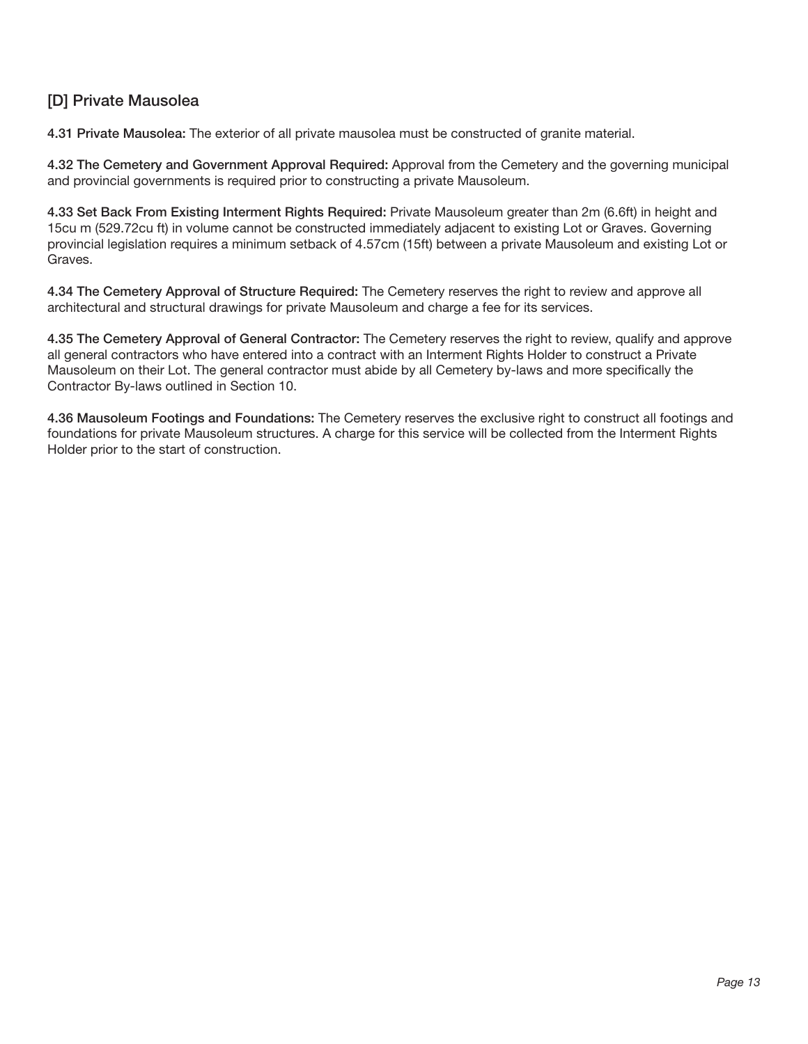## [D] Private Mausolea

**4.31 Private Mausolea:** The exterior of all private mausolea must be constructed of granite material.

**4.32 The Cemetery and Government Approval Required:** Approval from the Cemetery and the governing municipal and provincial governments is required prior to constructing a private Mausoleum.

**4.33 Set Back From Existing Interment Rights Required:** Private Mausoleum greater than 2m (6.6ft) in height and 15cu m (529.72cu ft) in volume cannot be constructed immediately adjacent to existing Lot or Graves. Governing provincial legislation requires a minimum setback of 4.57cm (15ft) between a private Mausoleum and existing Lot or Graves.

**4.34 The Cemetery Approval of Structure Required:** The Cemetery reserves the right to review and approve all architectural and structural drawings for private Mausoleum and charge a fee for its services.

**4.35 The Cemetery Approval of General Contractor:** The Cemetery reserves the right to review, qualify and approve all general contractors who have entered into a contract with an Interment Rights Holder to construct a Private Mausoleum on their Lot. The general contractor must abide by all Cemetery by-laws and more specifically the Contractor By-laws outlined in Section 10.

**4.36 Mausoleum Footings and Foundations:** The Cemetery reserves the exclusive right to construct all footings and foundations for private Mausoleum structures. A charge for this service will be collected from the Interment Rights Holder prior to the start of construction.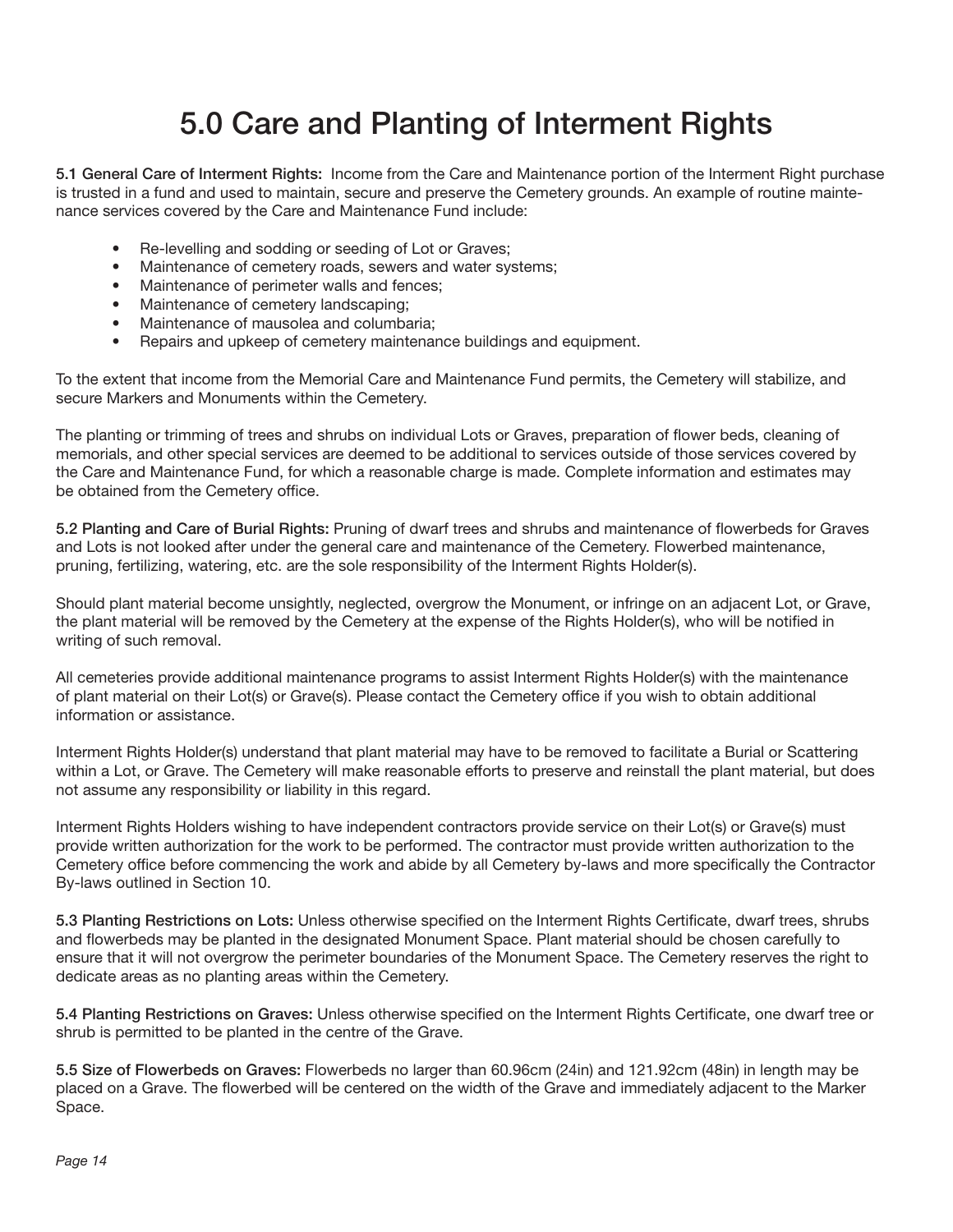# 5.0 Care and Planting of Interment Rights

**5.1 General Care of Interment Rights:** Income from the Care and Maintenance portion of the Interment Right purchase is trusted in a fund and used to maintain, secure and preserve the Cemetery grounds. An example of routine maintenance services covered by the Care and Maintenance Fund include:

- Re-levelling and sodding or seeding of Lot or Graves;
- Maintenance of cemetery roads, sewers and water systems;
- Maintenance of perimeter walls and fences;
- Maintenance of cemetery landscaping;
- Maintenance of mausolea and columbaria;
- Repairs and upkeep of cemetery maintenance buildings and equipment.

To the extent that income from the Memorial Care and Maintenance Fund permits, the Cemetery will stabilize, and secure Markers and Monuments within the Cemetery.

The planting or trimming of trees and shrubs on individual Lots or Graves, preparation of flower beds, cleaning of memorials, and other special services are deemed to be additional to services outside of those services covered by the Care and Maintenance Fund, for which a reasonable charge is made. Complete information and estimates may be obtained from the Cemetery office.

**5.2 Planting and Care of Burial Rights:** Pruning of dwarf trees and shrubs and maintenance of flowerbeds for Graves and Lots is not looked after under the general care and maintenance of the Cemetery. Flowerbed maintenance, pruning, fertilizing, watering, etc. are the sole responsibility of the Interment Rights Holder(s).

Should plant material become unsightly, neglected, overgrow the Monument, or infringe on an adjacent Lot, or Grave, the plant material will be removed by the Cemetery at the expense of the Rights Holder(s), who will be notified in writing of such removal.

All cemeteries provide additional maintenance programs to assist Interment Rights Holder(s) with the maintenance of plant material on their Lot(s) or Grave(s). Please contact the Cemetery office if you wish to obtain additional information or assistance.

Interment Rights Holder(s) understand that plant material may have to be removed to facilitate a Burial or Scattering within a Lot, or Grave. The Cemetery will make reasonable efforts to preserve and reinstall the plant material, but does not assume any responsibility or liability in this regard.

Interment Rights Holders wishing to have independent contractors provide service on their Lot(s) or Grave(s) must provide written authorization for the work to be performed. The contractor must provide written authorization to the Cemetery office before commencing the work and abide by all Cemetery by-laws and more specifically the Contractor By-laws outlined in Section 10.

**5.3 Planting Restrictions on Lots:** Unless otherwise specified on the Interment Rights Certificate, dwarf trees, shrubs and flowerbeds may be planted in the designated Monument Space. Plant material should be chosen carefully to ensure that it will not overgrow the perimeter boundaries of the Monument Space. The Cemetery reserves the right to dedicate areas as no planting areas within the Cemetery.

**5.4 Planting Restrictions on Graves:** Unless otherwise specified on the Interment Rights Certificate, one dwarf tree or shrub is permitted to be planted in the centre of the Grave.

**5.5 Size of Flowerbeds on Graves:** Flowerbeds no larger than 60.96cm (24in) and 121.92cm (48in) in length may be placed on a Grave. The flowerbed will be centered on the width of the Grave and immediately adjacent to the Marker Space.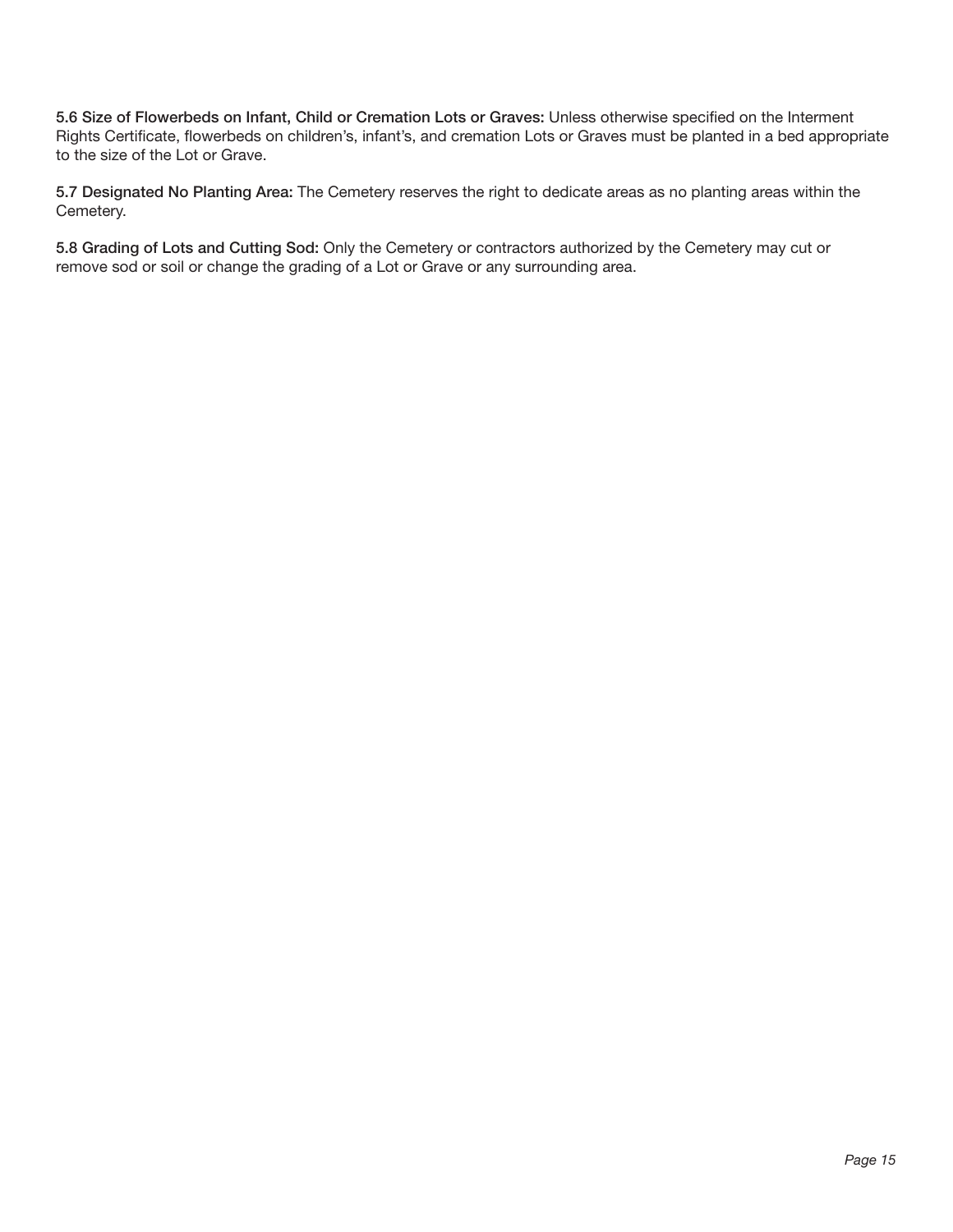**5.6 Size of Flowerbeds on Infant, Child or Cremation Lots or Graves:** Unless otherwise specified on the Interment Rights Certificate, flowerbeds on children's, infant's, and cremation Lots or Graves must be planted in a bed appropriate to the size of the Lot or Grave.

**5.7 Designated No Planting Area:** The Cemetery reserves the right to dedicate areas as no planting areas within the Cemetery.

**5.8 Grading of Lots and Cutting Sod:** Only the Cemetery or contractors authorized by the Cemetery may cut or remove sod or soil or change the grading of a Lot or Grave or any surrounding area.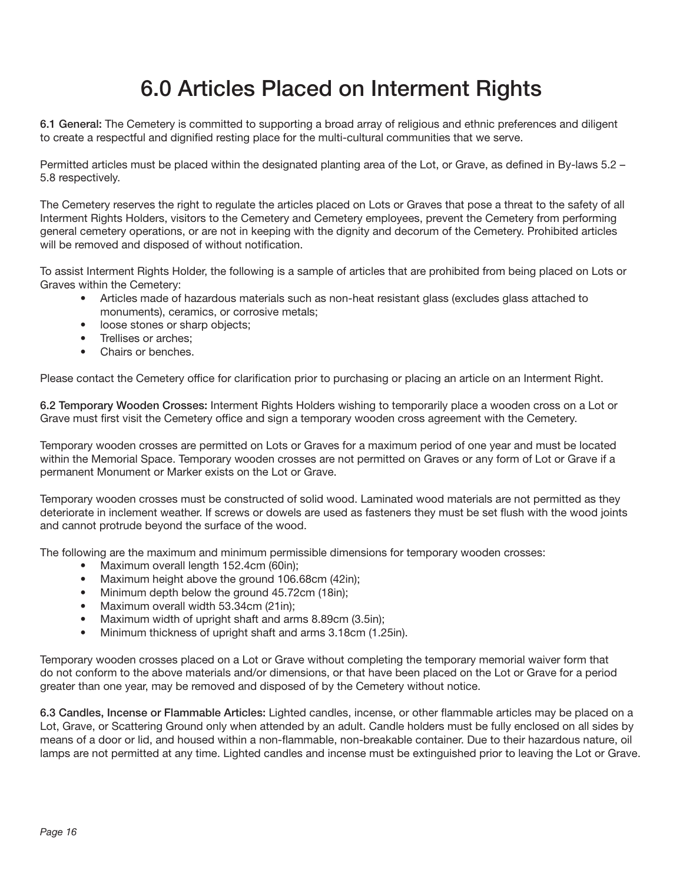# 6.0 Articles Placed on Interment Rights

**6.1 General:** The Cemetery is committed to supporting a broad array of religious and ethnic preferences and diligent to create a respectful and dignified resting place for the multi-cultural communities that we serve.

Permitted articles must be placed within the designated planting area of the Lot, or Grave, as defined in By-laws 5.2 – 5.8 respectively.

The Cemetery reserves the right to regulate the articles placed on Lots or Graves that pose a threat to the safety of all Interment Rights Holders, visitors to the Cemetery and Cemetery employees, prevent the Cemetery from performing general cemetery operations, or are not in keeping with the dignity and decorum of the Cemetery. Prohibited articles will be removed and disposed of without notification.

To assist Interment Rights Holder, the following is a sample of articles that are prohibited from being placed on Lots or Graves within the Cemetery:

- Articles made of hazardous materials such as non-heat resistant glass (excludes glass attached to monuments), ceramics, or corrosive metals;
- loose stones or sharp objects;
- Trellises or arches;
- Chairs or benches.

Please contact the Cemetery office for clarification prior to purchasing or placing an article on an Interment Right.

**6.2 Temporary Wooden Crosses:** Interment Rights Holders wishing to temporarily place a wooden cross on a Lot or Grave must first visit the Cemetery office and sign a temporary wooden cross agreement with the Cemetery.

Temporary wooden crosses are permitted on Lots or Graves for a maximum period of one year and must be located within the Memorial Space. Temporary wooden crosses are not permitted on Graves or any form of Lot or Grave if a permanent Monument or Marker exists on the Lot or Grave.

Temporary wooden crosses must be constructed of solid wood. Laminated wood materials are not permitted as they deteriorate in inclement weather. If screws or dowels are used as fasteners they must be set flush with the wood joints and cannot protrude beyond the surface of the wood.

The following are the maximum and minimum permissible dimensions for temporary wooden crosses:

- Maximum overall length 152.4cm (60in);
- Maximum height above the ground 106.68cm (42in);
- Minimum depth below the ground 45.72cm (18in);
- Maximum overall width 53.34cm (21in);
- Maximum width of upright shaft and arms 8.89cm (3.5in);
- Minimum thickness of upright shaft and arms 3.18cm (1.25in).

Temporary wooden crosses placed on a Lot or Grave without completing the temporary memorial waiver form that do not conform to the above materials and/or dimensions, or that have been placed on the Lot or Grave for a period greater than one year, may be removed and disposed of by the Cemetery without notice.

**6.3 Candles, Incense or Flammable Articles:** Lighted candles, incense, or other flammable articles may be placed on a Lot, Grave, or Scattering Ground only when attended by an adult. Candle holders must be fully enclosed on all sides by means of a door or lid, and housed within a non-flammable, non-breakable container. Due to their hazardous nature, oil lamps are not permitted at any time. Lighted candles and incense must be extinguished prior to leaving the Lot or Grave.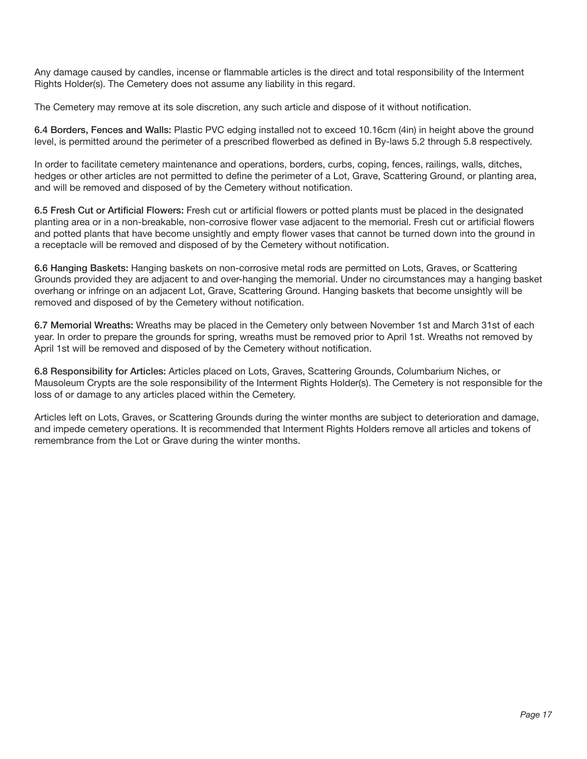Any damage caused by candles, incense or flammable articles is the direct and total responsibility of the Interment Rights Holder(s). The Cemetery does not assume any liability in this regard.

The Cemetery may remove at its sole discretion, any such article and dispose of it without notification.

**6.4 Borders, Fences and Walls:** Plastic PVC edging installed not to exceed 10.16cm (4in) in height above the ground level, is permitted around the perimeter of a prescribed flowerbed as defined in By-laws 5.2 through 5.8 respectively.

In order to facilitate cemetery maintenance and operations, borders, curbs, coping, fences, railings, walls, ditches, hedges or other articles are not permitted to define the perimeter of a Lot, Grave, Scattering Ground, or planting area, and will be removed and disposed of by the Cemetery without notification.

**6.5 Fresh Cut or Artificial Flowers:** Fresh cut or artificial flowers or potted plants must be placed in the designated planting area or in a non-breakable, non-corrosive flower vase adjacent to the memorial. Fresh cut or artificial flowers and potted plants that have become unsightly and empty flower vases that cannot be turned down into the ground in a receptacle will be removed and disposed of by the Cemetery without notification.

**6.6 Hanging Baskets:** Hanging baskets on non-corrosive metal rods are permitted on Lots, Graves, or Scattering Grounds provided they are adjacent to and over-hanging the memorial. Under no circumstances may a hanging basket overhang or infringe on an adjacent Lot, Grave, Scattering Ground. Hanging baskets that become unsightly will be removed and disposed of by the Cemetery without notification.

**6.7 Memorial Wreaths:** Wreaths may be placed in the Cemetery only between November 1st and March 31st of each year. In order to prepare the grounds for spring, wreaths must be removed prior to April 1st. Wreaths not removed by April 1st will be removed and disposed of by the Cemetery without notification.

**6.8 Responsibility for Articles:** Articles placed on Lots, Graves, Scattering Grounds, Columbarium Niches, or Mausoleum Crypts are the sole responsibility of the Interment Rights Holder(s). The Cemetery is not responsible for the loss of or damage to any articles placed within the Cemetery.

Articles left on Lots, Graves, or Scattering Grounds during the winter months are subject to deterioration and damage, and impede cemetery operations. It is recommended that Interment Rights Holders remove all articles and tokens of remembrance from the Lot or Grave during the winter months.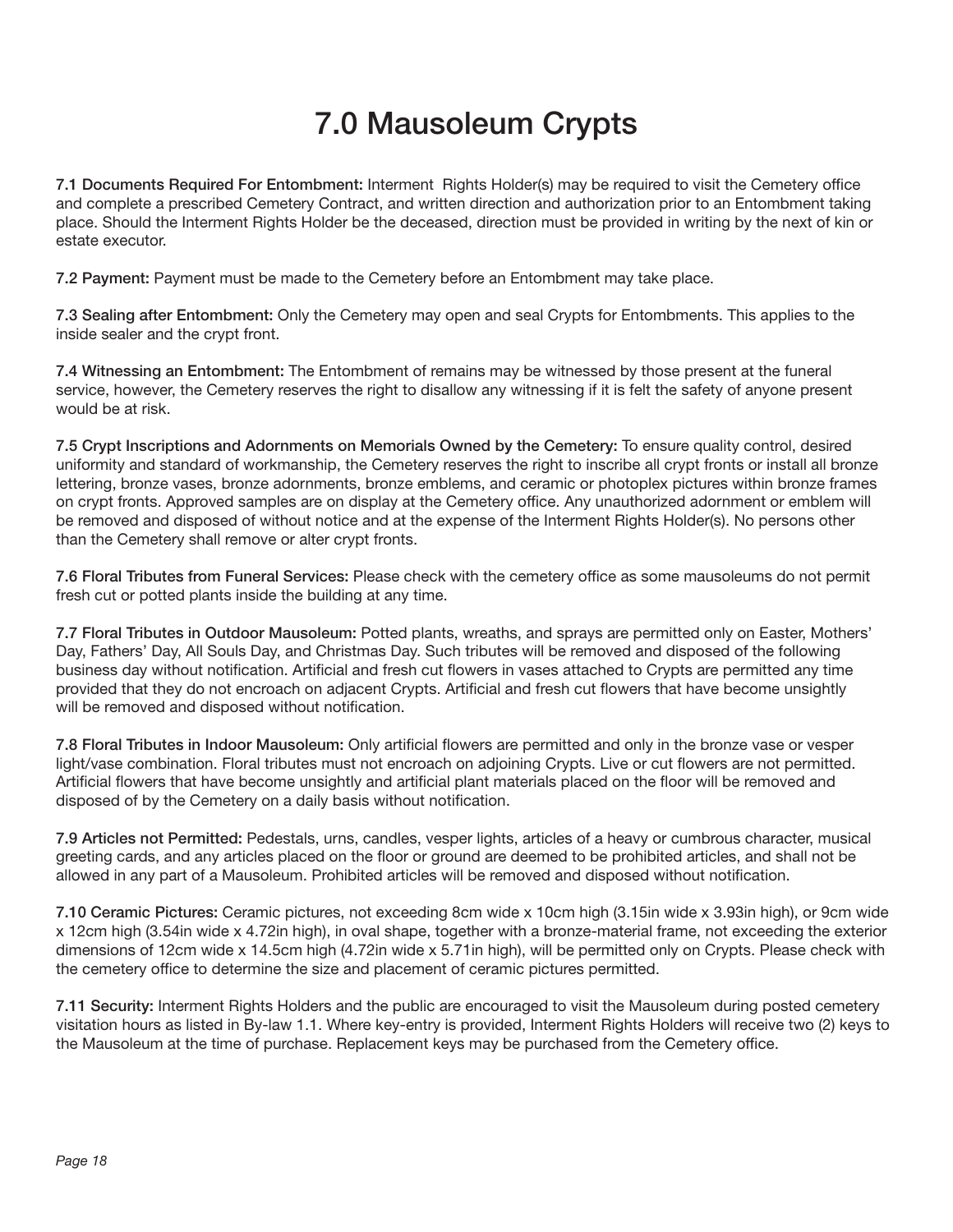# 7.0 Mausoleum Crypts

**7.1 Documents Required For Entombment:** Interment Rights Holder(s) may be required to visit the Cemetery office and complete a prescribed Cemetery Contract, and written direction and authorization prior to an Entombment taking place. Should the Interment Rights Holder be the deceased, direction must be provided in writing by the next of kin or estate executor.

**7.2 Payment:** Payment must be made to the Cemetery before an Entombment may take place.

**7.3 Sealing after Entombment:** Only the Cemetery may open and seal Crypts for Entombments. This applies to the inside sealer and the crypt front.

**7.4 Witnessing an Entombment:** The Entombment of remains may be witnessed by those present at the funeral service, however, the Cemetery reserves the right to disallow any witnessing if it is felt the safety of anyone present would be at risk.

**7.5 Crypt Inscriptions and Adornments on Memorials Owned by the Cemetery:** To ensure quality control, desired uniformity and standard of workmanship, the Cemetery reserves the right to inscribe all crypt fronts or install all bronze lettering, bronze vases, bronze adornments, bronze emblems, and ceramic or photoplex pictures within bronze frames on crypt fronts. Approved samples are on display at the Cemetery office. Any unauthorized adornment or emblem will be removed and disposed of without notice and at the expense of the Interment Rights Holder(s). No persons other than the Cemetery shall remove or alter crypt fronts.

**7.6 Floral Tributes from Funeral Services:** Please check with the cemetery office as some mausoleums do not permit fresh cut or potted plants inside the building at any time.

**7.7 Floral Tributes in Outdoor Mausoleum:** Potted plants, wreaths, and sprays are permitted only on Easter, Mothers' Day, Fathers' Day, All Souls Day, and Christmas Day. Such tributes will be removed and disposed of the following business day without notification. Artificial and fresh cut flowers in vases attached to Crypts are permitted any time provided that they do not encroach on adjacent Crypts. Artificial and fresh cut flowers that have become unsightly will be removed and disposed without notification.

**7.8 Floral Tributes in Indoor Mausoleum:** Only artificial flowers are permitted and only in the bronze vase or vesper light/vase combination. Floral tributes must not encroach on adjoining Crypts. Live or cut flowers are not permitted. Artificial flowers that have become unsightly and artificial plant materials placed on the floor will be removed and disposed of by the Cemetery on a daily basis without notification.

**7.9 Articles not Permitted:** Pedestals, urns, candles, vesper lights, articles of a heavy or cumbrous character, musical greeting cards, and any articles placed on the floor or ground are deemed to be prohibited articles, and shall not be allowed in any part of a Mausoleum. Prohibited articles will be removed and disposed without notification.

**7.10 Ceramic Pictures:** Ceramic pictures, not exceeding 8cm wide x 10cm high (3.15in wide x 3.93in high), or 9cm wide x 12cm high (3.54in wide x 4.72in high), in oval shape, together with a bronze-material frame, not exceeding the exterior dimensions of 12cm wide x 14.5cm high (4.72in wide x 5.71in high), will be permitted only on Crypts. Please check with the cemetery office to determine the size and placement of ceramic pictures permitted.

**7.11 Security:** Interment Rights Holders and the public are encouraged to visit the Mausoleum during posted cemetery visitation hours as listed in By-law 1.1. Where key-entry is provided, Interment Rights Holders will receive two (2) keys to the Mausoleum at the time of purchase. Replacement keys may be purchased from the Cemetery office.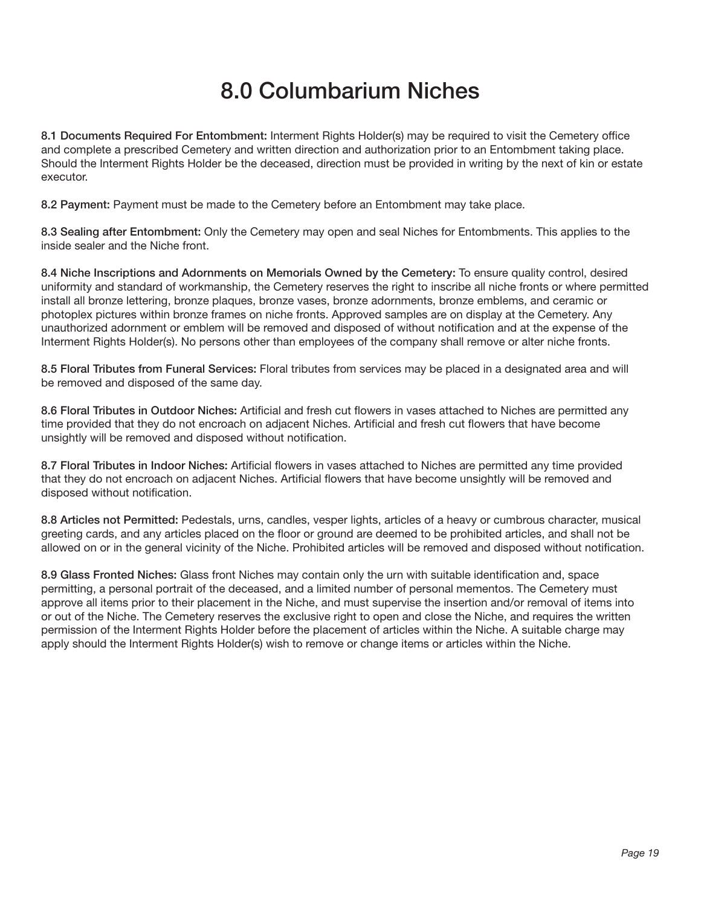# 8.0 Columbarium Niches

**8.1 Documents Required For Entombment:** Interment Rights Holder(s) may be required to visit the Cemetery office and complete a prescribed Cemetery and written direction and authorization prior to an Entombment taking place. Should the Interment Rights Holder be the deceased, direction must be provided in writing by the next of kin or estate executor.

**8.2 Payment:** Payment must be made to the Cemetery before an Entombment may take place.

**8.3 Sealing after Entombment:** Only the Cemetery may open and seal Niches for Entombments. This applies to the inside sealer and the Niche front.

**8.4 Niche Inscriptions and Adornments on Memorials Owned by the Cemetery:** To ensure quality control, desired uniformity and standard of workmanship, the Cemetery reserves the right to inscribe all niche fronts or where permitted install all bronze lettering, bronze plaques, bronze vases, bronze adornments, bronze emblems, and ceramic or photoplex pictures within bronze frames on niche fronts. Approved samples are on display at the Cemetery. Any unauthorized adornment or emblem will be removed and disposed of without notification and at the expense of the Interment Rights Holder(s). No persons other than employees of the company shall remove or alter niche fronts.

**8.5 Floral Tributes from Funeral Services:** Floral tributes from services may be placed in a designated area and will be removed and disposed of the same day.

**8.6 Floral Tributes in Outdoor Niches:** Artificial and fresh cut flowers in vases attached to Niches are permitted any time provided that they do not encroach on adjacent Niches. Artificial and fresh cut flowers that have become unsightly will be removed and disposed without notification.

**8.7 Floral Tributes in Indoor Niches:** Artificial flowers in vases attached to Niches are permitted any time provided that they do not encroach on adjacent Niches. Artificial flowers that have become unsightly will be removed and disposed without notification.

**8.8 Articles not Permitted:** Pedestals, urns, candles, vesper lights, articles of a heavy or cumbrous character, musical greeting cards, and any articles placed on the floor or ground are deemed to be prohibited articles, and shall not be allowed on or in the general vicinity of the Niche. Prohibited articles will be removed and disposed without notification.

**8.9 Glass Fronted Niches:** Glass front Niches may contain only the urn with suitable identification and, space permitting, a personal portrait of the deceased, and a limited number of personal mementos. The Cemetery must approve all items prior to their placement in the Niche, and must supervise the insertion and/or removal of items into or out of the Niche. The Cemetery reserves the exclusive right to open and close the Niche, and requires the written permission of the Interment Rights Holder before the placement of articles within the Niche. A suitable charge may apply should the Interment Rights Holder(s) wish to remove or change items or articles within the Niche.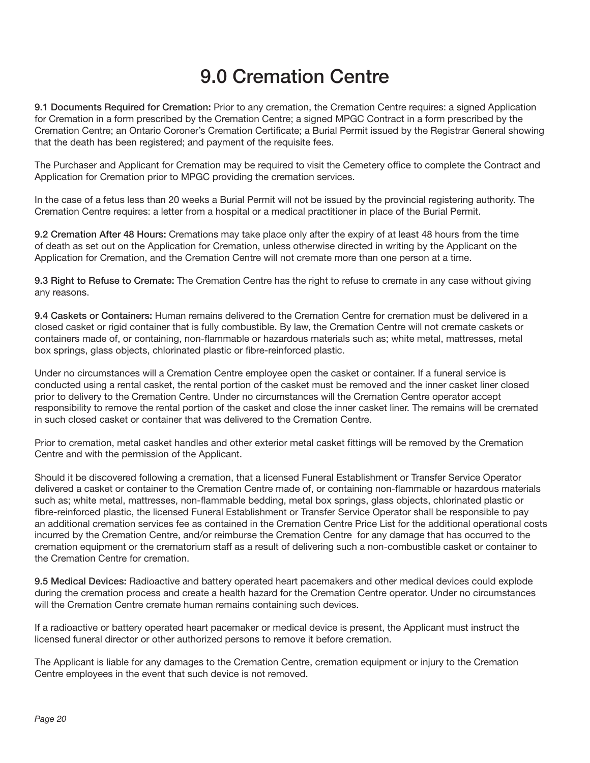# 9.0 Cremation Centre

**9.1 Documents Required for Cremation:** Prior to any cremation, the Cremation Centre requires: a signed Application for Cremation in a form prescribed by the Cremation Centre; a signed MPGC Contract in a form prescribed by the Cremation Centre; an Ontario Coroner's Cremation Certificate; a Burial Permit issued by the Registrar General showing that the death has been registered; and payment of the requisite fees.

The Purchaser and Applicant for Cremation may be required to visit the Cemetery office to complete the Contract and Application for Cremation prior to MPGC providing the cremation services.

In the case of a fetus less than 20 weeks a Burial Permit will not be issued by the provincial registering authority. The Cremation Centre requires: a letter from a hospital or a medical practitioner in place of the Burial Permit.

**9.2 Cremation After 48 Hours:** Cremations may take place only after the expiry of at least 48 hours from the time of death as set out on the Application for Cremation, unless otherwise directed in writing by the Applicant on the Application for Cremation, and the Cremation Centre will not cremate more than one person at a time.

**9.3 Right to Refuse to Cremate:** The Cremation Centre has the right to refuse to cremate in any case without giving any reasons.

**9.4 Caskets or Containers:** Human remains delivered to the Cremation Centre for cremation must be delivered in a closed casket or rigid container that is fully combustible. By law, the Cremation Centre will not cremate caskets or containers made of, or containing, non-flammable or hazardous materials such as; white metal, mattresses, metal box springs, glass objects, chlorinated plastic or fibre-reinforced plastic.

Under no circumstances will a Cremation Centre employee open the casket or container. If a funeral service is conducted using a rental casket, the rental portion of the casket must be removed and the inner casket liner closed prior to delivery to the Cremation Centre. Under no circumstances will the Cremation Centre operator accept responsibility to remove the rental portion of the casket and close the inner casket liner. The remains will be cremated in such closed casket or container that was delivered to the Cremation Centre.

Prior to cremation, metal casket handles and other exterior metal casket fittings will be removed by the Cremation Centre and with the permission of the Applicant.

Should it be discovered following a cremation, that a licensed Funeral Establishment or Transfer Service Operator delivered a casket or container to the Cremation Centre made of, or containing non-flammable or hazardous materials such as; white metal, mattresses, non-flammable bedding, metal box springs, glass objects, chlorinated plastic or fibre-reinforced plastic, the licensed Funeral Establishment or Transfer Service Operator shall be responsible to pay an additional cremation services fee as contained in the Cremation Centre Price List for the additional operational costs incurred by the Cremation Centre, and/or reimburse the Cremation Centre for any damage that has occurred to the cremation equipment or the crematorium staff as a result of delivering such a non-combustible casket or container to the Cremation Centre for cremation.

**9.5 Medical Devices:** Radioactive and battery operated heart pacemakers and other medical devices could explode during the cremation process and create a health hazard for the Cremation Centre operator. Under no circumstances will the Cremation Centre cremate human remains containing such devices.

If a radioactive or battery operated heart pacemaker or medical device is present, the Applicant must instruct the licensed funeral director or other authorized persons to remove it before cremation.

The Applicant is liable for any damages to the Cremation Centre, cremation equipment or injury to the Cremation Centre employees in the event that such device is not removed.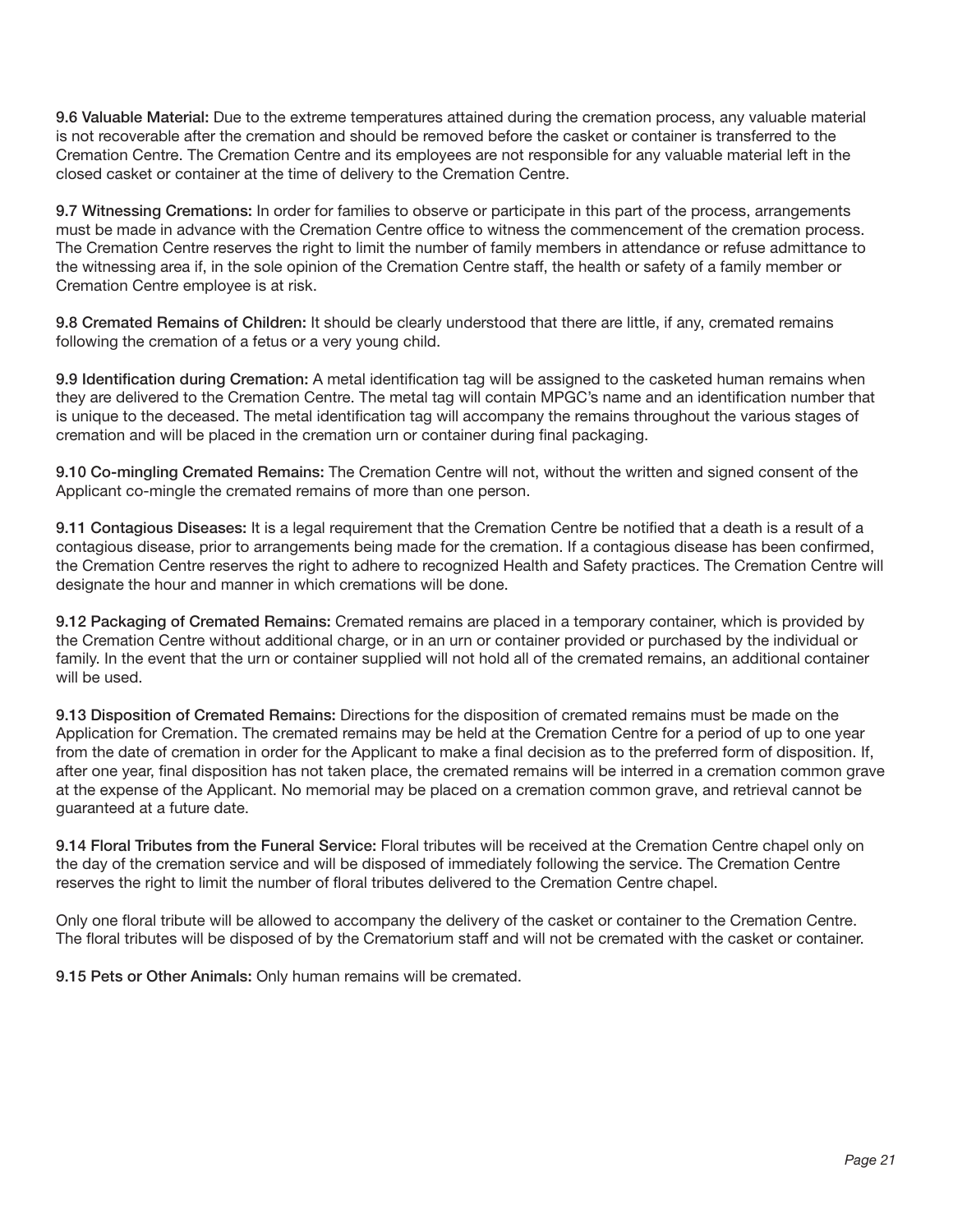**9.6 Valuable Material:** Due to the extreme temperatures attained during the cremation process, any valuable material is not recoverable after the cremation and should be removed before the casket or container is transferred to the Cremation Centre. The Cremation Centre and its employees are not responsible for any valuable material left in the closed casket or container at the time of delivery to the Cremation Centre.

**9.7 Witnessing Cremations:** In order for families to observe or participate in this part of the process, arrangements must be made in advance with the Cremation Centre office to witness the commencement of the cremation process. The Cremation Centre reserves the right to limit the number of family members in attendance or refuse admittance to the witnessing area if, in the sole opinion of the Cremation Centre staff, the health or safety of a family member or Cremation Centre employee is at risk.

**9.8 Cremated Remains of Children:** It should be clearly understood that there are little, if any, cremated remains following the cremation of a fetus or a very young child.

**9.9 Identification during Cremation:** A metal identification tag will be assigned to the casketed human remains when they are delivered to the Cremation Centre. The metal tag will contain MPGC's name and an identification number that is unique to the deceased. The metal identification tag will accompany the remains throughout the various stages of cremation and will be placed in the cremation urn or container during final packaging.

**9.10 Co-mingling Cremated Remains:** The Cremation Centre will not, without the written and signed consent of the Applicant co-mingle the cremated remains of more than one person.

**9.11 Contagious Diseases:** It is a legal requirement that the Cremation Centre be notified that a death is a result of a contagious disease, prior to arrangements being made for the cremation. If a contagious disease has been confirmed, the Cremation Centre reserves the right to adhere to recognized Health and Safety practices. The Cremation Centre will designate the hour and manner in which cremations will be done.

**9.12 Packaging of Cremated Remains:** Cremated remains are placed in a temporary container, which is provided by the Cremation Centre without additional charge, or in an urn or container provided or purchased by the individual or family. In the event that the urn or container supplied will not hold all of the cremated remains, an additional container will be used.

**9.13 Disposition of Cremated Remains:** Directions for the disposition of cremated remains must be made on the Application for Cremation. The cremated remains may be held at the Cremation Centre for a period of up to one year from the date of cremation in order for the Applicant to make a final decision as to the preferred form of disposition. If, after one year, final disposition has not taken place, the cremated remains will be interred in a cremation common grave at the expense of the Applicant. No memorial may be placed on a cremation common grave, and retrieval cannot be guaranteed at a future date.

**9.14 Floral Tributes from the Funeral Service:** Floral tributes will be received at the Cremation Centre chapel only on the day of the cremation service and will be disposed of immediately following the service. The Cremation Centre reserves the right to limit the number of floral tributes delivered to the Cremation Centre chapel.

Only one floral tribute will be allowed to accompany the delivery of the casket or container to the Cremation Centre. The floral tributes will be disposed of by the Crematorium staff and will not be cremated with the casket or container.

**9.15 Pets or Other Animals:** Only human remains will be cremated.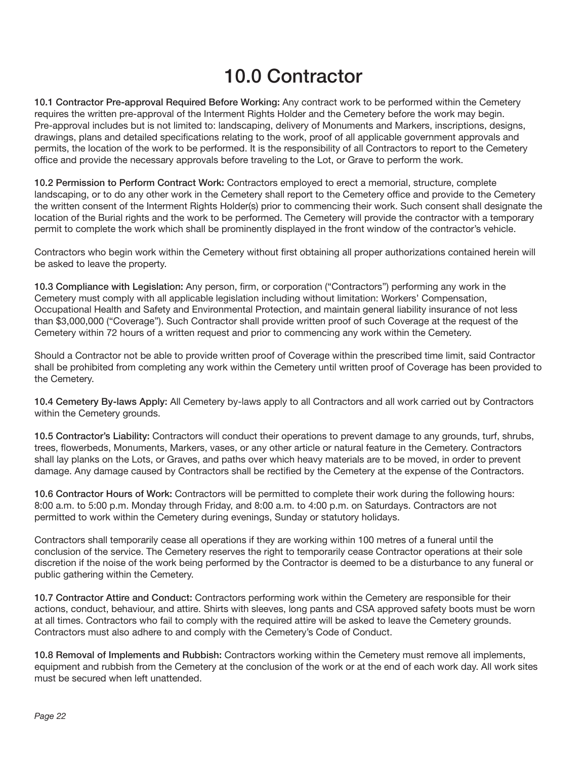# 10.0 Contractor

**10.1 Contractor Pre-approval Required Before Working:** Any contract work to be performed within the Cemetery requires the written pre-approval of the Interment Rights Holder and the Cemetery before the work may begin. Pre-approval includes but is not limited to: landscaping, delivery of Monuments and Markers, inscriptions, designs, drawings, plans and detailed specifications relating to the work, proof of all applicable government approvals and permits, the location of the work to be performed. It is the responsibility of all Contractors to report to the Cemetery office and provide the necessary approvals before traveling to the Lot, or Grave to perform the work.

**10.2 Permission to Perform Contract Work:** Contractors employed to erect a memorial, structure, complete landscaping, or to do any other work in the Cemetery shall report to the Cemetery office and provide to the Cemetery the written consent of the Interment Rights Holder(s) prior to commencing their work. Such consent shall designate the location of the Burial rights and the work to be performed. The Cemetery will provide the contractor with a temporary permit to complete the work which shall be prominently displayed in the front window of the contractor's vehicle.

Contractors who begin work within the Cemetery without first obtaining all proper authorizations contained herein will be asked to leave the property.

**10.3 Compliance with Legislation:** Any person, firm, or corporation ("Contractors") performing any work in the Cemetery must comply with all applicable legislation including without limitation: Workers' Compensation, Occupational Health and Safety and Environmental Protection, and maintain general liability insurance of not less than $3,000,000 ("Coverage"). Such Contractor shall provide written proof of such Coverage at the request of the Cemetery within 72 hours of a written request and prior to commencing any work within the Cemetery.

Should a Contractor not be able to provide written proof of Coverage within the prescribed time limit, said Contractor shall be prohibited from completing any work within the Cemetery until written proof of Coverage has been provided to the Cemetery.

**10.4 Cemetery By-laws Apply:** All Cemetery by-laws apply to all Contractors and all work carried out by Contractors within the Cemetery grounds.

**10.5 Contractor's Liability:** Contractors will conduct their operations to prevent damage to any grounds, turf, shrubs, trees, flowerbeds, Monuments, Markers, vases, or any other article or natural feature in the Cemetery. Contractors shall lay planks on the Lots, or Graves, and paths over which heavy materials are to be moved, in order to prevent damage. Any damage caused by Contractors shall be rectified by the Cemetery at the expense of the Contractors.

**10.6 Contractor Hours of Work:** Contractors will be permitted to complete their work during the following hours: 8:00 a.m. to 5:00 p.m. Monday through Friday, and 8:00 a.m. to 4:00 p.m. on Saturdays. Contractors are not permitted to work within the Cemetery during evenings, Sunday or statutory holidays.

Contractors shall temporarily cease all operations if they are working within 100 metres of a funeral until the conclusion of the service. The Cemetery reserves the right to temporarily cease Contractor operations at their sole discretion if the noise of the work being performed by the Contractor is deemed to be a disturbance to any funeral or public gathering within the Cemetery.

**10.7 Contractor Attire and Conduct:** Contractors performing work within the Cemetery are responsible for their actions, conduct, behaviour, and attire. Shirts with sleeves, long pants and CSA approved safety boots must be worn at all times. Contractors who fail to comply with the required attire will be asked to leave the Cemetery grounds. Contractors must also adhere to and comply with the Cemetery's Code of Conduct.

**10.8 Removal of Implements and Rubbish:** Contractors working within the Cemetery must remove all implements, equipment and rubbish from the Cemetery at the conclusion of the work or at the end of each work day. All work sites must be secured when left unattended.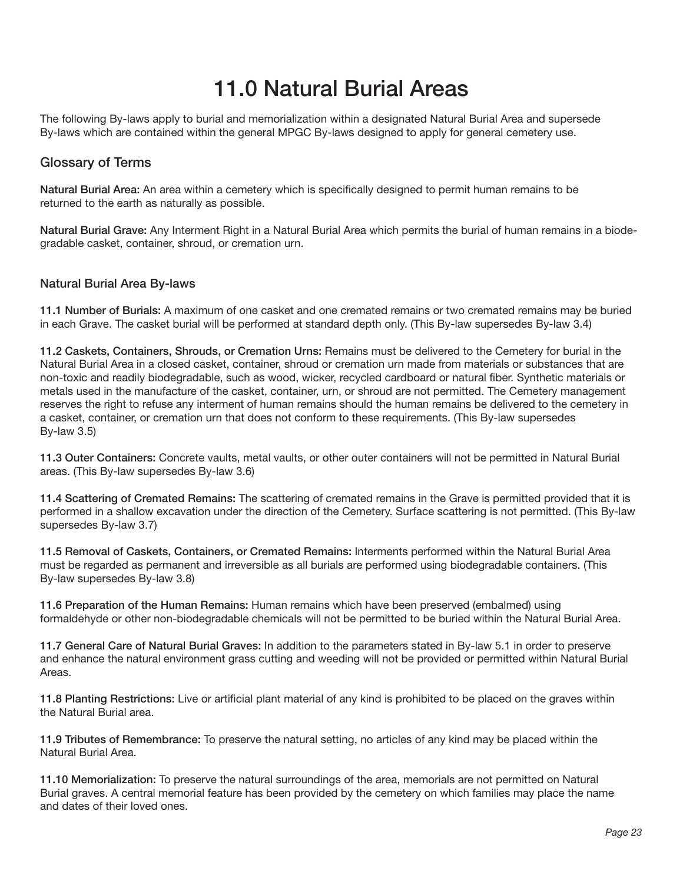# 11.0 Natural Burial Areas

The following By-laws apply to burial and memorialization within a designated Natural Burial Area and supersede By-laws which are contained within the general MPGC By-laws designed to apply for general cemetery use.

## Glossary of Terms

**Natural Burial Area:** An area within a cemetery which is specifically designed to permit human remains to be returned to the earth as naturally as possible.

**Natural Burial Grave:** Any Interment Right in a Natural Burial Area which permits the burial of human remains in a biodegradable casket, container, shroud, or cremation urn.

## Natural Burial Area By-laws

**11.1 Number of Burials:** A maximum of one casket and one cremated remains or two cremated remains may be buried in each Grave. The casket burial will be performed at standard depth only. (This By-law supersedes By-law 3.4)

**11.2 Caskets, Containers, Shrouds, or Cremation Urns:** Remains must be delivered to the Cemetery for burial in the Natural Burial Area in a closed casket, container, shroud or cremation urn made from materials or substances that are non-toxic and readily biodegradable, such as wood, wicker, recycled cardboard or natural fiber. Synthetic materials or metals used in the manufacture of the casket, container, urn, or shroud are not permitted. The Cemetery management reserves the right to refuse any interment of human remains should the human remains be delivered to the cemetery in a casket, container, or cremation urn that does not conform to these requirements. (This By-law supersedes By-law 3.5)

**11.3 Outer Containers:** Concrete vaults, metal vaults, or other outer containers will not be permitted in Natural Burial areas. (This By-law supersedes By-law 3.6)

**11.4 Scattering of Cremated Remains:** The scattering of cremated remains in the Grave is permitted provided that it is performed in a shallow excavation under the direction of the Cemetery. Surface scattering is not permitted. (This By-law supersedes By-law 3.7)

**11.5 Removal of Caskets, Containers, or Cremated Remains:** Interments performed within the Natural Burial Area must be regarded as permanent and irreversible as all burials are performed using biodegradable containers. (This By-law supersedes By-law 3.8)

**11.6 Preparation of the Human Remains:** Human remains which have been preserved (embalmed) using formaldehyde or other non-biodegradable chemicals will not be permitted to be buried within the Natural Burial Area.

**11.7 General Care of Natural Burial Graves:** In addition to the parameters stated in By-law 5.1 in order to preserve and enhance the natural environment grass cutting and weeding will not be provided or permitted within Natural Burial Areas.

**11.8 Planting Restrictions:** Live or artificial plant material of any kind is prohibited to be placed on the graves within the Natural Burial area.

**11.9 Tributes of Remembrance:** To preserve the natural setting, no articles of any kind may be placed within the Natural Burial Area.

**11.10 Memorialization:** To preserve the natural surroundings of the area, memorials are not permitted on Natural Burial graves. A central memorial feature has been provided by the cemetery on which families may place the name and dates of their loved ones.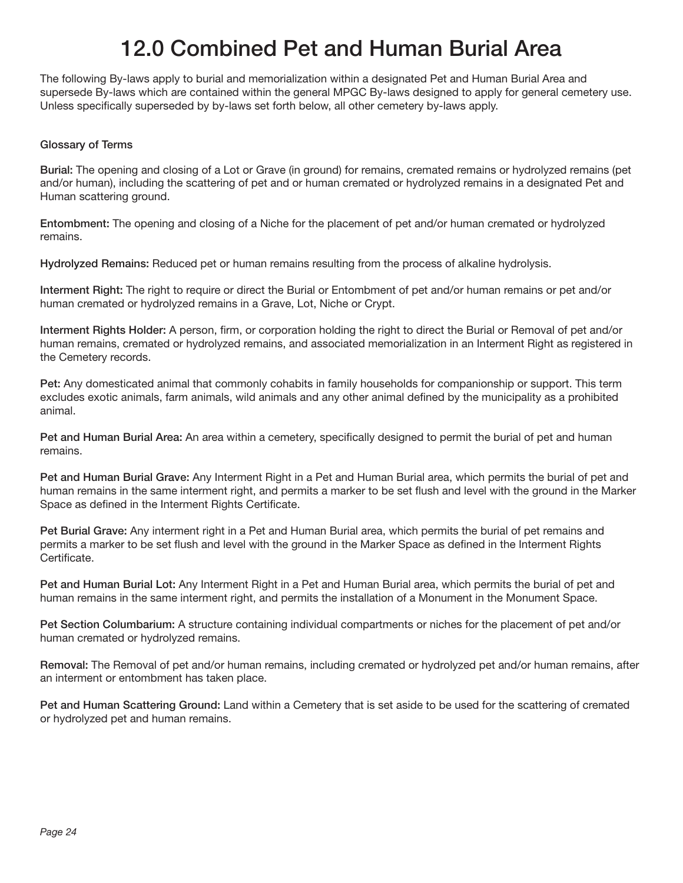# 12.0 Combined Pet and Human Burial Area

The following By-laws apply to burial and memorialization within a designated Pet and Human Burial Area and supersede By-laws which are contained within the general MPGC By-laws designed to apply for general cemetery use. Unless specifically superseded by by-laws set forth below, all other cemetery by-laws apply.

### Glossary of Terms

**Burial:** The opening and closing of a Lot or Grave (in ground) for remains, cremated remains or hydrolyzed remains (pet and/or human), including the scattering of pet and or human cremated or hydrolyzed remains in a designated Pet and Human scattering ground.

**Entombment:** The opening and closing of a Niche for the placement of pet and/or human cremated or hydrolyzed remains.

**Hydrolyzed Remains:** Reduced pet or human remains resulting from the process of alkaline hydrolysis.

**Interment Right:** The right to require or direct the Burial or Entombment of pet and/or human remains or pet and/or human cremated or hydrolyzed remains in a Grave, Lot, Niche or Crypt.

**Interment Rights Holder:** A person, firm, or corporation holding the right to direct the Burial or Removal of pet and/or human remains, cremated or hydrolyzed remains, and associated memorialization in an Interment Right as registered in the Cemetery records.

**Pet:** Any domesticated animal that commonly cohabits in family households for companionship or support. This term excludes exotic animals, farm animals, wild animals and any other animal defined by the municipality as a prohibited animal.

**Pet and Human Burial Area:** An area within a cemetery, specifically designed to permit the burial of pet and human remains.

**Pet and Human Burial Grave:** Any Interment Right in a Pet and Human Burial area, which permits the burial of pet and human remains in the same interment right, and permits a marker to be set flush and level with the ground in the Marker Space as defined in the Interment Rights Certificate.

**Pet Burial Grave:** Any interment right in a Pet and Human Burial area, which permits the burial of pet remains and permits a marker to be set flush and level with the ground in the Marker Space as defined in the Interment Rights Certificate.

**Pet and Human Burial Lot:** Any Interment Right in a Pet and Human Burial area, which permits the burial of pet and human remains in the same interment right, and permits the installation of a Monument in the Monument Space.

**Pet Section Columbarium:** A structure containing individual compartments or niches for the placement of pet and/or human cremated or hydrolyzed remains.

**Removal:** The Removal of pet and/or human remains, including cremated or hydrolyzed pet and/or human remains, after an interment or entombment has taken place.

**Pet and Human Scattering Ground:** Land within a Cemetery that is set aside to be used for the scattering of cremated or hydrolyzed pet and human remains.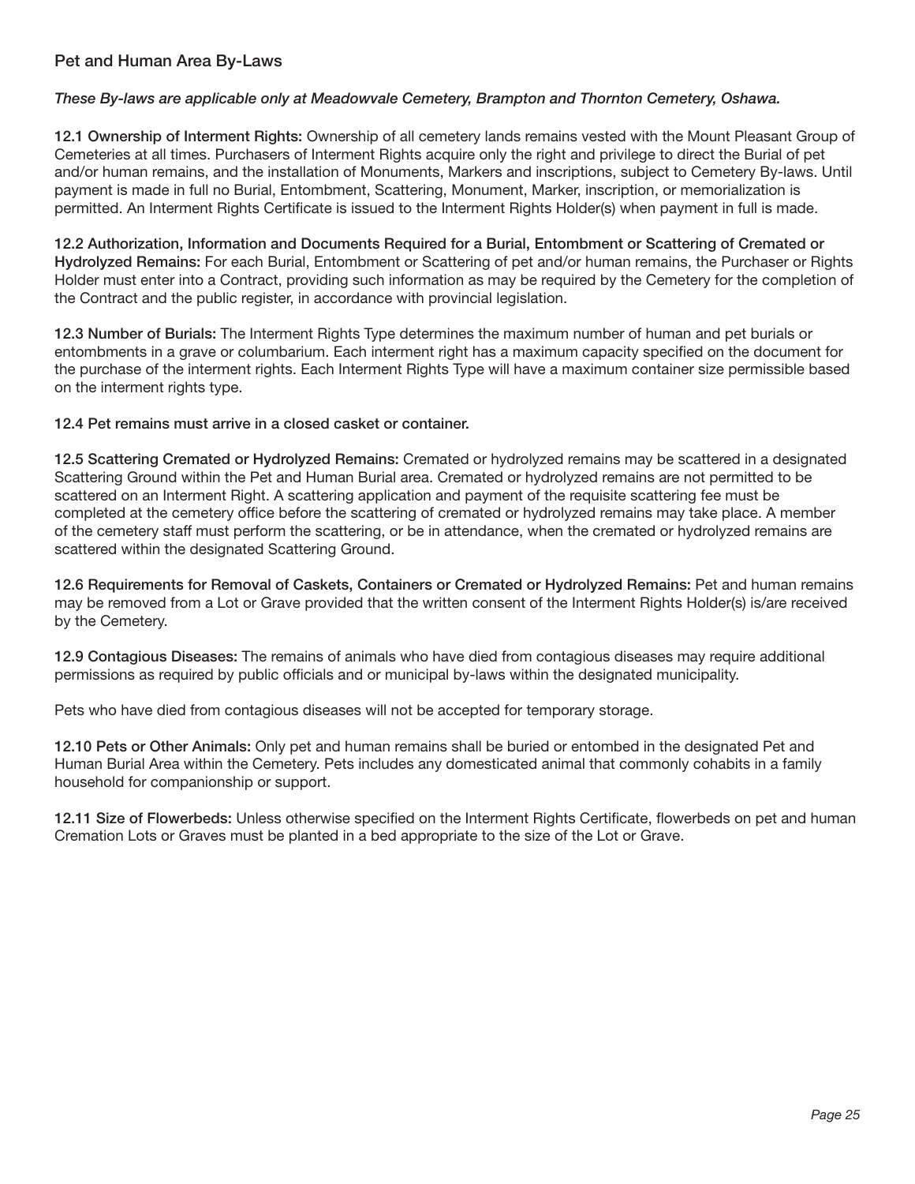## Pet and Human Area By-Laws

*These By-laws are applicable only at Meadowvale Cemetery, Brampton and Thornton Cemetery, Oshawa.*

**12.1 Ownership of Interment Rights:** Ownership of all cemetery lands remains vested with the Mount Pleasant Group of Cemeteries at all times. Purchasers of Interment Rights acquire only the right and privilege to direct the Burial of pet and/or human remains, and the installation of Monuments, Markers and inscriptions, subject to Cemetery By-laws. Until payment is made in full no Burial, Entombment, Scattering, Monument, Marker, inscription, or memorialization is permitted. An Interment Rights Certificate is issued to the Interment Rights Holder(s) when payment in full is made.

**12.2 Authorization, Information and Documents Required for a Burial, Entombment or Scattering of Cremated or Hydrolyzed Remains:** For each Burial, Entombment or Scattering of pet and/or human remains, the Purchaser or Rights Holder must enter into a Contract, providing such information as may be required by the Cemetery for the completion of the Contract and the public register, in accordance with provincial legislation.

**12.3 Number of Burials:** The Interment Rights Type determines the maximum number of human and pet burials or entombments in a grave or columbarium. Each interment right has a maximum capacity specified on the document for the purchase of the interment rights. Each Interment Rights Type will have a maximum container size permissible based on the interment rights type.

**12.4 Pet remains must arrive in a closed casket or container.**

**12.5 Scattering Cremated or Hydrolyzed Remains:** Cremated or hydrolyzed remains may be scattered in a designated Scattering Ground within the Pet and Human Burial area. Cremated or hydrolyzed remains are not permitted to be scattered on an Interment Right. A scattering application and payment of the requisite scattering fee must be completed at the cemetery office before the scattering of cremated or hydrolyzed remains may take place. A member of the cemetery staff must perform the scattering, or be in attendance, when the cremated or hydrolyzed remains are scattered within the designated Scattering Ground.

**12.6 Requirements for Removal of Caskets, Containers or Cremated or Hydrolyzed Remains:** Pet and human remains may be removed from a Lot or Grave provided that the written consent of the Interment Rights Holder(s) is/are received by the Cemetery.

**12.9 Contagious Diseases:** The remains of animals who have died from contagious diseases may require additional permissions as required by public officials and or municipal by-laws within the designated municipality.

Pets who have died from contagious diseases will not be accepted for temporary storage.

**12.10 Pets or Other Animals:** Only pet and human remains shall be buried or entombed in the designated Pet and Human Burial Area within the Cemetery. Pets includes any domesticated animal that commonly cohabits in a family household for companionship or support.

**12.11 Size of Flowerbeds:** Unless otherwise specified on the Interment Rights Certificate, flowerbeds on pet and human Cremation Lots or Graves must be planted in a bed appropriate to the size of the Lot or Grave.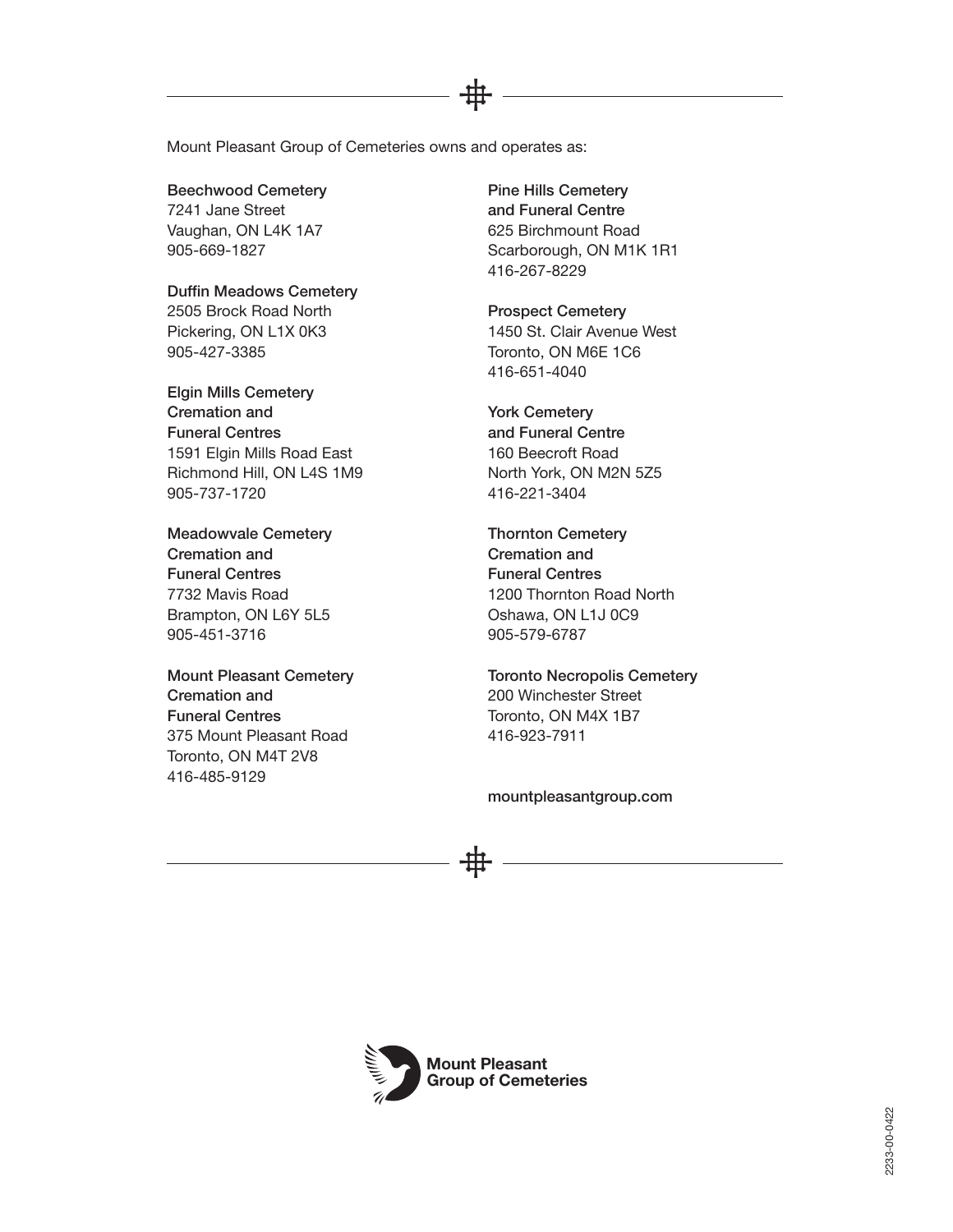Mount Pleasant Group of Cemeteries owns and operates as:

**Beechwood Cemetery**
7241 Jane Street
Vaughan, ON L4K 1A7
905-669-1827

**Duffin Meadows Cemetery**
2505 Brock Road North
Pickering, ON L1X 0K3
905-427-3385

**Elgin Mills Cemetery Cremation and Funeral Centres**
1591 Elgin Mills Road East
Richmond Hill, ON L4S 1M9
905-737-1720

**Meadowvale Cemetery Cremation and Funeral Centres**
7732 Mavis Road
Brampton, ON L6Y 5L5
905-451-3716

**Mount Pleasant Cemetery Cremation and Funeral Centres**
375 Mount Pleasant Road
Toronto, ON M4T 2V8
416-485-9129

**Pine Hills Cemetery and Funeral Centre**
625 Birchmount Road
Scarborough, ON M1K 1R1
416-267-8229

**Prospect Cemetery**
1450 St. Clair Avenue West
Toronto, ON M6E 1C6
416-651-4040

**York Cemetery and Funeral Centre**
160 Beecroft Road
North York, ON M2N 5Z5
416-221-3404

**Thornton Cemetery Cremation and Funeral Centres**
1200 Thornton Road North
Oshawa, ON L1J 0C9
905-579-6787

**Toronto Necropolis Cemetery**
200 Winchester Street
Toronto, ON M4X 1B7
416-923-7911

**mountpleasantgroup.com**

**Mount Pleasant Group of Cemeteries**

2233-00-0422